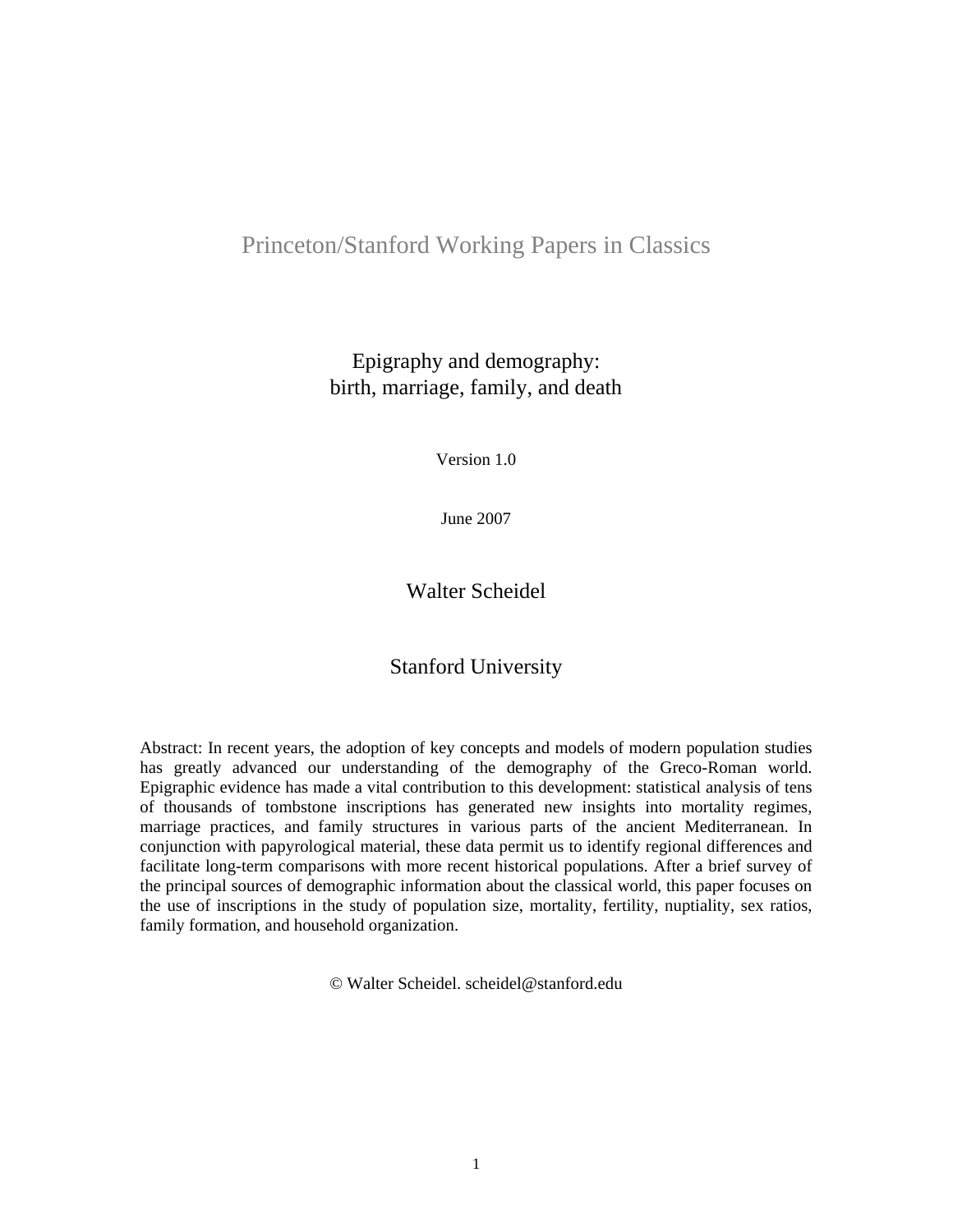Princeton/Stanford Working Papers in Classics

# Epigraphy and demography: birth, marriage, family, and death

Version 1.0

June 2007

Walter Scheidel

Stanford University

Abstract: In recent years, the adoption of key concepts and models of modern population studies has greatly advanced our understanding of the demography of the Greco-Roman world. Epigraphic evidence has made a vital contribution to this development: statistical analysis of tens of thousands of tombstone inscriptions has generated new insights into mortality regimes, marriage practices, and family structures in various parts of the ancient Mediterranean. In conjunction with papyrological material, these data permit us to identify regional differences and facilitate long-term comparisons with more recent historical populations. After a brief survey of the principal sources of demographic information about the classical world, this paper focuses on the use of inscriptions in the study of population size, mortality, fertility, nuptiality, sex ratios, family formation, and household organization.

© Walter Scheidel. scheidel@stanford.edu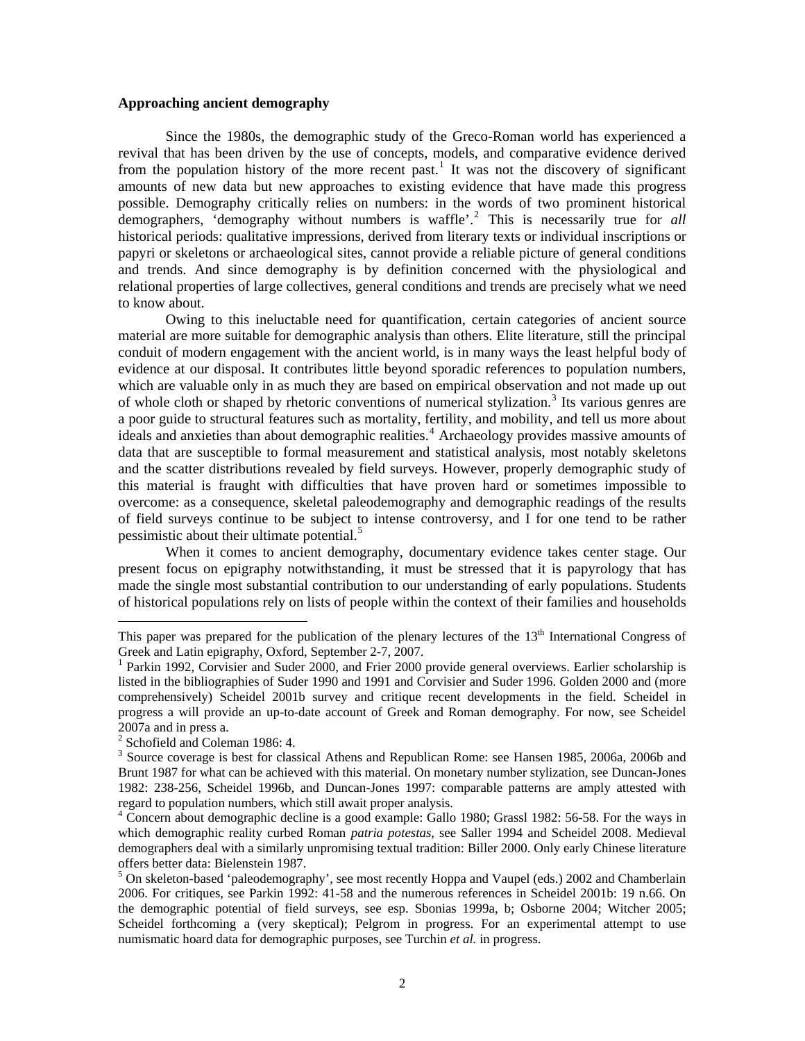### Approaching ancient demography

Since the 1980s, the demographic study of the Greco-Roman world has experienced a revival that has been driven by the use of concepts, models, and comparative evidence derived from the population history of the more recent past.[1] It was not the discovery of significant amounts of new data but new approaches to existing evidence that have made this progress possible. Demography critically relies on numbers: in the words of two prominent historical demographers, 'demography without numbers is waffle'.[2] This is necessarily true for *all* historical periods: qualitative impressions, derived from literary texts or individual inscriptions or papyri or skeletons or archaeological sites, cannot provide a reliable picture of general conditions and trends. And since demography is by definition concerned with the physiological and relational properties of large collectives, general conditions and trends are precisely what we need to know about.

Owing to this ineluctable need for quantification, certain categories of ancient source material are more suitable for demographic analysis than others. Elite literature, still the principal conduit of modern engagement with the ancient world, is in many ways the least helpful body of evidence at our disposal. It contributes little beyond sporadic references to population numbers, which are valuable only in as much they are based on empirical observation and not made up out of whole cloth or shaped by rhetoric conventions of numerical stylization.[3] Its various genres are a poor guide to structural features such as mortality, fertility, and mobility, and tell us more about ideals and anxieties than about demographic realities.[4] Archaeology provides massive amounts of data that are susceptible to formal measurement and statistical analysis, most notably skeletons and the scatter distributions revealed by field surveys. However, properly demographic study of this material is fraught with difficulties that have proven hard or sometimes impossible to overcome: as a consequence, skeletal paleodemography and demographic readings of the results of field surveys continue to be subject to intense controversy, and I for one tend to be rather pessimistic about their ultimate potential.[5]

When it comes to ancient demography, documentary evidence takes center stage. Our present focus on epigraphy notwithstanding, it must be stressed that it is papyrology that has made the single most substantial contribution to our understanding of early populations. Students of historical populations rely on lists of people within the context of their families and households

---

This paper was prepared for the publication of the plenary lectures of the 13th International Congress of Greek and Latin epigraphy, Oxford, September 2-7, 2007.

[1] Parkin 1992, Corvisier and Suder 2000, and Frier 2000 provide general overviews. Earlier scholarship is listed in the bibliographies of Suder 1990 and 1991 and Corvisier and Suder 1996. Golden 2000 and (more comprehensively) Scheidel 2001b survey and critique recent developments in the field. Scheidel in progress a will provide an up-to-date account of Greek and Roman demography. For now, see Scheidel 2007a and in press a.

[2] Schofield and Coleman 1986: 4.

[3] Source coverage is best for classical Athens and Republican Rome: see Hansen 1985, 2006a, 2006b and Brunt 1987 for what can be achieved with this material. On monetary number stylization, see Duncan-Jones 1982: 238-256, Scheidel 1996b, and Duncan-Jones 1997: comparable patterns are amply attested with regard to population numbers, which still await proper analysis.

[4] Concern about demographic decline is a good example: Gallo 1980; Grassl 1982: 56-58. For the ways in which demographic reality curbed Roman *patria potestas*, see Saller 1994 and Scheidel 2008. Medieval demographers deal with a similarly unpromising textual tradition: Biller 2000. Only early Chinese literature offers better data: Bielenstein 1987.

[5] On skeleton-based 'paleodemography', see most recently Hoppa and Vaupel (eds.) 2002 and Chamberlain 2006. For critiques, see Parkin 1992: 41-58 and the numerous references in Scheidel 2001b: 19 n.66. On the demographic potential of field surveys, see esp. Sbonias 1999a, b; Osborne 2004; Witcher 2005; Scheidel forthcoming a (very skeptical); Pelgrom in progress. For an experimental attempt to use numismatic hoard data for demographic purposes, see Turchin *et al.* in progress.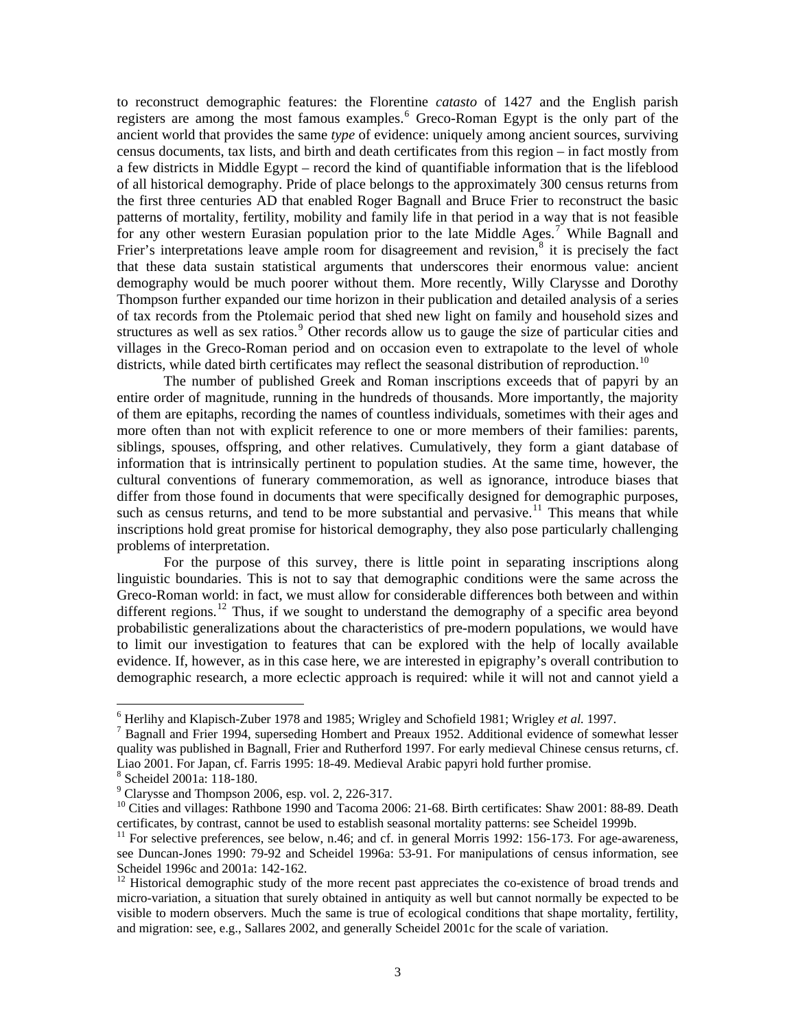to reconstruct demographic features: the Florentine *catasto* of 1427 and the English parish registers are among the most famous examples.[6] Greco-Roman Egypt is the only part of the ancient world that provides the same *type* of evidence: uniquely among ancient sources, surviving census documents, tax lists, and birth and death certificates from this region – in fact mostly from a few districts in Middle Egypt – record the kind of quantifiable information that is the lifeblood of all historical demography. Pride of place belongs to the approximately 300 census returns from the first three centuries AD that enabled Roger Bagnall and Bruce Frier to reconstruct the basic patterns of mortality, fertility, mobility and family life in that period in a way that is not feasible for any other western Eurasian population prior to the late Middle Ages.[7] While Bagnall and Frier's interpretations leave ample room for disagreement and revision,[8] it is precisely the fact that these data sustain statistical arguments that underscores their enormous value: ancient demography would be much poorer without them. More recently, Willy Clarysse and Dorothy Thompson further expanded our time horizon in their publication and detailed analysis of a series of tax records from the Ptolemaic period that shed new light on family and household sizes and structures as well as sex ratios.[9] Other records allow us to gauge the size of particular cities and villages in the Greco-Roman period and on occasion even to extrapolate to the level of whole districts, while dated birth certificates may reflect the seasonal distribution of reproduction.[10]

The number of published Greek and Roman inscriptions exceeds that of papyri by an entire order of magnitude, running in the hundreds of thousands. More importantly, the majority of them are epitaphs, recording the names of countless individuals, sometimes with their ages and more often than not with explicit reference to one or more members of their families: parents, siblings, spouses, offspring, and other relatives. Cumulatively, they form a giant database of information that is intrinsically pertinent to population studies. At the same time, however, the cultural conventions of funerary commemoration, as well as ignorance, introduce biases that differ from those found in documents that were specifically designed for demographic purposes, such as census returns, and tend to be more substantial and pervasive.[11] This means that while inscriptions hold great promise for historical demography, they also pose particularly challenging problems of interpretation.

For the purpose of this survey, there is little point in separating inscriptions along linguistic boundaries. This is not to say that demographic conditions were the same across the Greco-Roman world: in fact, we must allow for considerable differences both between and within different regions.[12] Thus, if we sought to understand the demography of a specific area beyond probabilistic generalizations about the characteristics of pre-modern populations, we would have to limit our investigation to features that can be explored with the help of locally available evidence. If, however, as in this case here, we are interested in epigraphy's overall contribution to demographic research, a more eclectic approach is required: while it will not and cannot yield a

---

[6] Herlihy and Klapisch-Zuber 1978 and 1985; Wrigley and Schofield 1981; Wrigley *et al.* 1997.

[7] Bagnall and Frier 1994, superseding Hombert and Preaux 1952. Additional evidence of somewhat lesser quality was published in Bagnall, Frier and Rutherford 1997. For early medieval Chinese census returns, cf. Liao 2001. For Japan, cf. Farris 1995: 18-49. Medieval Arabic papyri hold further promise.

[8] Scheidel 2001a: 118-180.

[9] Clarysse and Thompson 2006, esp. vol. 2, 226-317.

[10] Cities and villages: Rathbone 1990 and Tacoma 2006: 21-68. Birth certificates: Shaw 2001: 88-89. Death certificates, by contrast, cannot be used to establish seasonal mortality patterns: see Scheidel 1999b.

[11] For selective preferences, see below, n.46; and cf. in general Morris 1992: 156-173. For age-awareness, see Duncan-Jones 1990: 79-92 and Scheidel 1996a: 53-91. For manipulations of census information, see Scheidel 1996c and 2001a: 142-162.

[12] Historical demographic study of the more recent past appreciates the co-existence of broad trends and micro-variation, a situation that surely obtained in antiquity as well but cannot normally be expected to be visible to modern observers. Much the same is true of ecological conditions that shape mortality, fertility, and migration: see, e.g., Sallares 2002, and generally Scheidel 2001c for the scale of variation.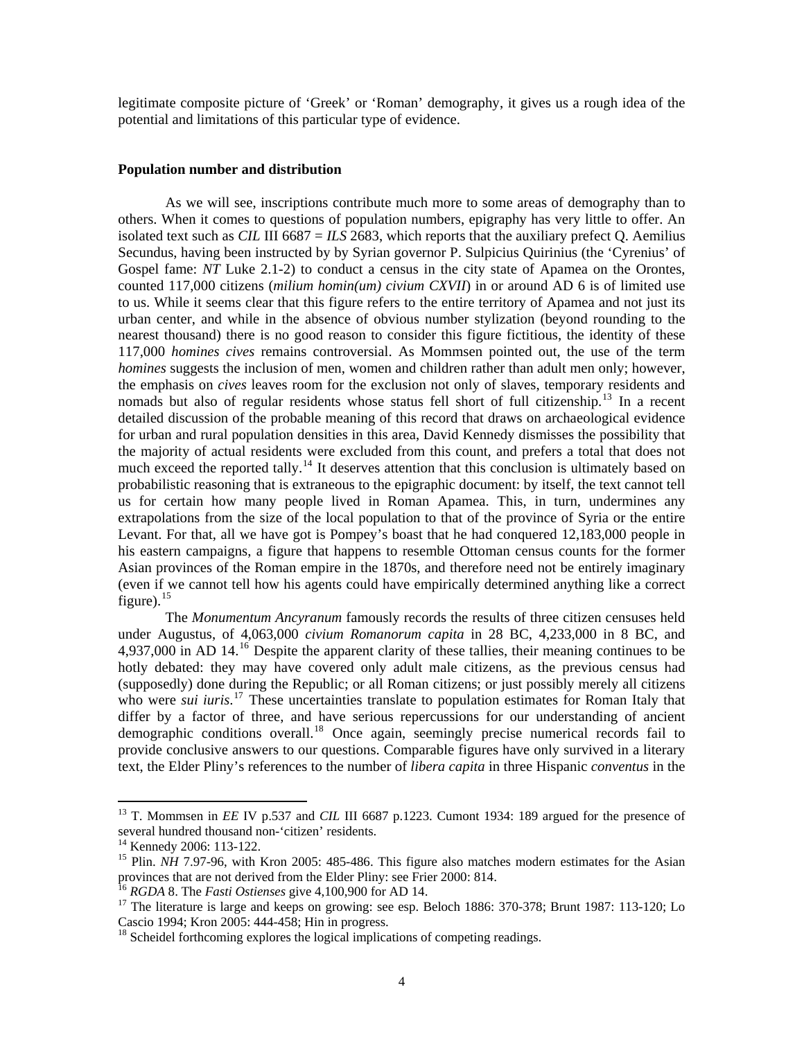legitimate composite picture of 'Greek' or 'Roman' demography, it gives us a rough idea of the potential and limitations of this particular type of evidence.

**Population number and distribution**

As we will see, inscriptions contribute much more to some areas of demography than to others. When it comes to questions of population numbers, epigraphy has very little to offer. An isolated text such as *CIL* III 6687 = *ILS* 2683, which reports that the auxiliary prefect Q. Aemilius Secundus, having been instructed by by Syrian governor P. Sulpicius Quirinius (the 'Cyrenius' of Gospel fame: *NT* Luke 2.1-2) to conduct a census in the city state of Apamea on the Orontes, counted 117,000 citizens (*milium homin(um) civium CXVII*) in or around AD 6 is of limited use to us. While it seems clear that this figure refers to the entire territory of Apamea and not just its urban center, and while in the absence of obvious number stylization (beyond rounding to the nearest thousand) there is no good reason to consider this figure fictitious, the identity of these 117,000 *homines cives* remains controversial. As Mommsen pointed out, the use of the term *homines* suggests the inclusion of men, women and children rather than adult men only; however, the emphasis on *cives* leaves room for the exclusion not only of slaves, temporary residents and nomads but also of regular residents whose status fell short of full citizenship.[13] In a recent detailed discussion of the probable meaning of this record that draws on archaeological evidence for urban and rural population densities in this area, David Kennedy dismisses the possibility that the majority of actual residents were excluded from this count, and prefers a total that does not much exceed the reported tally.[14] It deserves attention that this conclusion is ultimately based on probabilistic reasoning that is extraneous to the epigraphic document: by itself, the text cannot tell us for certain how many people lived in Roman Apamea. This, in turn, undermines any extrapolations from the size of the local population to that of the province of Syria or the entire Levant. For that, all we have got is Pompey's boast that he had conquered 12,183,000 people in his eastern campaigns, a figure that happens to resemble Ottoman census counts for the former Asian provinces of the Roman empire in the 1870s, and therefore need not be entirely imaginary (even if we cannot tell how his agents could have empirically determined anything like a correct figure).[15]

The *Monumentum Ancyranum* famously records the results of three citizen censuses held under Augustus, of 4,063,000 *civium Romanorum capita* in 28 BC, 4,233,000 in 8 BC, and 4,937,000 in AD 14.[16] Despite the apparent clarity of these tallies, their meaning continues to be hotly debated: they may have covered only adult male citizens, as the previous census had (supposedly) done during the Republic; or all Roman citizens; or just possibly merely all citizens who were *sui iuris*.[17] These uncertainties translate to population estimates for Roman Italy that differ by a factor of three, and have serious repercussions for our understanding of ancient demographic conditions overall.[18] Once again, seemingly precise numerical records fail to provide conclusive answers to our questions. Comparable figures have only survived in a literary text, the Elder Pliny's references to the number of *libera capita* in three Hispanic *conventus* in the

---

[13] T. Mommsen in *EE* IV p.537 and *CIL* III 6687 p.1223. Cumont 1934: 189 argued for the presence of several hundred thousand non-'citizen' residents.

[14] Kennedy 2006: 113-122.

[15] Plin. *NH* 7.97-96, with Kron 2005: 485-486. This figure also matches modern estimates for the Asian provinces that are not derived from the Elder Pliny: see Frier 2000: 814.

[16] *RGDA* 8. The *Fasti Ostienses* give 4,100,900 for AD 14.

[17] The literature is large and keeps on growing: see esp. Beloch 1886: 370-378; Brunt 1987: 113-120; Lo Cascio 1994; Kron 2005: 444-458; Hin in progress.

[18] Scheidel forthcoming explores the logical implications of competing readings.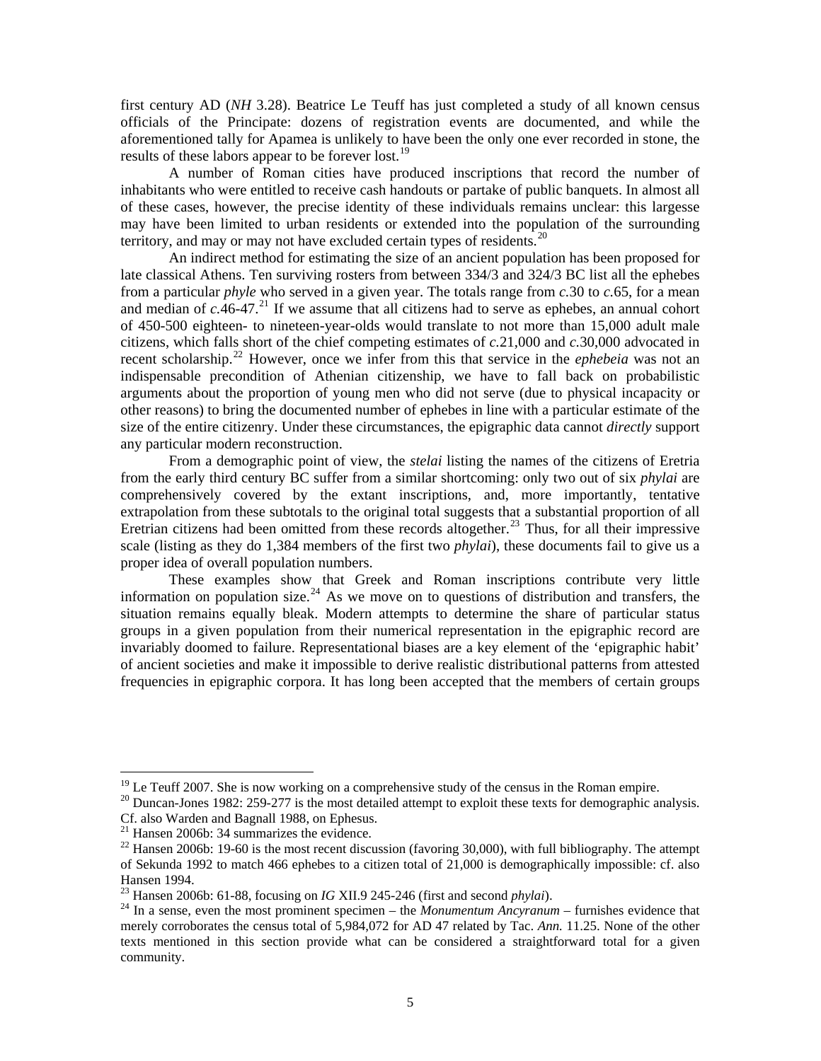first century AD (*NH* 3.28). Beatrice Le Teuff has just completed a study of all known census officials of the Principate: dozens of registration events are documented, and while the aforementioned tally for Apamea is unlikely to have been the only one ever recorded in stone, the results of these labors appear to be forever lost.[19]

A number of Roman cities have produced inscriptions that record the number of inhabitants who were entitled to receive cash handouts or partake of public banquets. In almost all of these cases, however, the precise identity of these individuals remains unclear: this largesse may have been limited to urban residents or extended into the population of the surrounding territory, and may or may not have excluded certain types of residents.[20]

An indirect method for estimating the size of an ancient population has been proposed for late classical Athens. Ten surviving rosters from between 334/3 and 324/3 BC list all the ephebes from a particular *phyle* who served in a given year. The totals range from *c.*30 to *c.*65, for a mean and median of *c.*46-47.[21] If we assume that all citizens had to serve as ephebes, an annual cohort of 450-500 eighteen- to nineteen-year-olds would translate to not more than 15,000 adult male citizens, which falls short of the chief competing estimates of *c.*21,000 and *c.*30,000 advocated in recent scholarship.[22] However, once we infer from this that service in the *ephebeia* was not an indispensable precondition of Athenian citizenship, we have to fall back on probabilistic arguments about the proportion of young men who did not serve (due to physical incapacity or other reasons) to bring the documented number of ephebes in line with a particular estimate of the size of the entire citizenry. Under these circumstances, the epigraphic data cannot *directly* support any particular modern reconstruction.

From a demographic point of view, the *stelai* listing the names of the citizens of Eretria from the early third century BC suffer from a similar shortcoming: only two out of six *phylai* are comprehensively covered by the extant inscriptions, and, more importantly, tentative extrapolation from these subtotals to the original total suggests that a substantial proportion of all Eretrian citizens had been omitted from these records altogether.[23] Thus, for all their impressive scale (listing as they do 1,384 members of the first two *phylai*), these documents fail to give us a proper idea of overall population numbers.

These examples show that Greek and Roman inscriptions contribute very little information on population size.[24] As we move on to questions of distribution and transfers, the situation remains equally bleak. Modern attempts to determine the share of particular status groups in a given population from their numerical representation in the epigraphic record are invariably doomed to failure. Representational biases are a key element of the 'epigraphic habit' of ancient societies and make it impossible to derive realistic distributional patterns from attested frequencies in epigraphic corpora. It has long been accepted that the members of certain groups

---

[19] Le Teuff 2007. She is now working on a comprehensive study of the census in the Roman empire.

[20] Duncan-Jones 1982: 259-277 is the most detailed attempt to exploit these texts for demographic analysis. Cf. also Warden and Bagnall 1988, on Ephesus.

[21] Hansen 2006b: 34 summarizes the evidence.

[22] Hansen 2006b: 19-60 is the most recent discussion (favoring 30,000), with full bibliography. The attempt of Sekunda 1992 to match 466 ephebes to a citizen total of 21,000 is demographically impossible: cf. also Hansen 1994.

[23] Hansen 2006b: 61-88, focusing on *IG* XII.9 245-246 (first and second *phylai*).

[24] In a sense, even the most prominent specimen – the *Monumentum Ancyranum* – furnishes evidence that merely corroborates the census total of 5,984,072 for AD 47 related by Tac. *Ann.* 11.25. None of the other texts mentioned in this section provide what can be considered a straightforward total for a given community.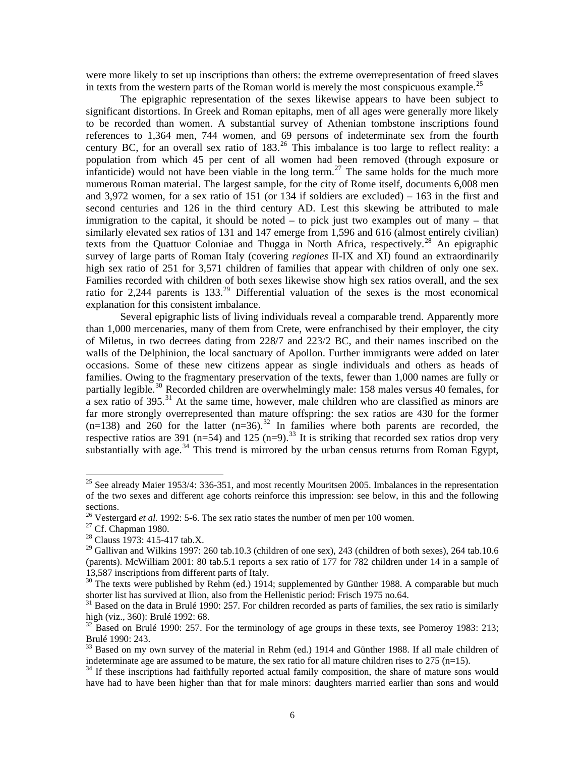were more likely to set up inscriptions than others: the extreme overrepresentation of freed slaves in texts from the western parts of the Roman world is merely the most conspicuous example.[25]

The epigraphic representation of the sexes likewise appears to have been subject to significant distortions. In Greek and Roman epitaphs, men of all ages were generally more likely to be recorded than women. A substantial survey of Athenian tombstone inscriptions found references to 1,364 men, 744 women, and 69 persons of indeterminate sex from the fourth century BC, for an overall sex ratio of 183.[26] This imbalance is too large to reflect reality: a population from which 45 per cent of all women had been removed (through exposure or infanticide) would not have been viable in the long term.[27] The same holds for the much more numerous Roman material. The largest sample, for the city of Rome itself, documents 6,008 men and 3,972 women, for a sex ratio of 151 (or 134 if soldiers are excluded) – 163 in the first and second centuries and 126 in the third century AD. Lest this skewing be attributed to male immigration to the capital, it should be noted – to pick just two examples out of many – that similarly elevated sex ratios of 131 and 147 emerge from 1,596 and 616 (almost entirely civilian) texts from the Quattuor Coloniae and Thugga in North Africa, respectively.[28] An epigraphic survey of large parts of Roman Italy (covering *regiones* II-IX and XI) found an extraordinarily high sex ratio of 251 for 3,571 children of families that appear with children of only one sex. Families recorded with children of both sexes likewise show high sex ratios overall, and the sex ratio for 2,244 parents is 133.[29] Differential valuation of the sexes is the most economical explanation for this consistent imbalance.

Several epigraphic lists of living individuals reveal a comparable trend. Apparently more than 1,000 mercenaries, many of them from Crete, were enfranchised by their employer, the city of Miletus, in two decrees dating from 228/7 and 223/2 BC, and their names inscribed on the walls of the Delphinion, the local sanctuary of Apollon. Further immigrants were added on later occasions. Some of these new citizens appear as single individuals and others as heads of families. Owing to the fragmentary preservation of the texts, fewer than 1,000 names are fully or partially legible.[30] Recorded children are overwhelmingly male: 158 males versus 40 females, for a sex ratio of 395.[31] At the same time, however, male children who are classified as minors are far more strongly overrepresented than mature offspring: the sex ratios are 430 for the former (n=138) and 260 for the latter (n=36).[32] In families where both parents are recorded, the respective ratios are 391 (n=54) and 125 (n=9).[33] It is striking that recorded sex ratios drop very substantially with age.[34] This trend is mirrored by the urban census returns from Roman Egypt,

---

[25] See already Maier 1953/4: 336-351, and most recently Mouritsen 2005. Imbalances in the representation of the two sexes and different age cohorts reinforce this impression: see below, in this and the following sections.

[26] Vestergard *et al.* 1992: 5-6. The sex ratio states the number of men per 100 women.

[27] Cf. Chapman 1980.

[28] Clauss 1973: 415-417 tab.X.

[29] Gallivan and Wilkins 1997: 260 tab.10.3 (children of one sex), 243 (children of both sexes), 264 tab.10.6 (parents). McWilliam 2001: 80 tab.5.1 reports a sex ratio of 177 for 782 children under 14 in a sample of 13,587 inscriptions from different parts of Italy.

[30] The texts were published by Rehm (ed.) 1914; supplemented by Günther 1988. A comparable but much shorter list has survived at Ilion, also from the Hellenistic period: Frisch 1975 no.64.

[31] Based on the data in Brulé 1990: 257. For children recorded as parts of families, the sex ratio is similarly high (viz., 360): Brulé 1992: 68.

[32] Based on Brulé 1990: 257. For the terminology of age groups in these texts, see Pomeroy 1983: 213; Brulé 1990: 243.

[33] Based on my own survey of the material in Rehm (ed.) 1914 and Günther 1988. If all male children of indeterminate age are assumed to be mature, the sex ratio for all mature children rises to 275 (n=15).

[34] If these inscriptions had faithfully reported actual family composition, the share of mature sons would have had to have been higher than that for male minors: daughters married earlier than sons and would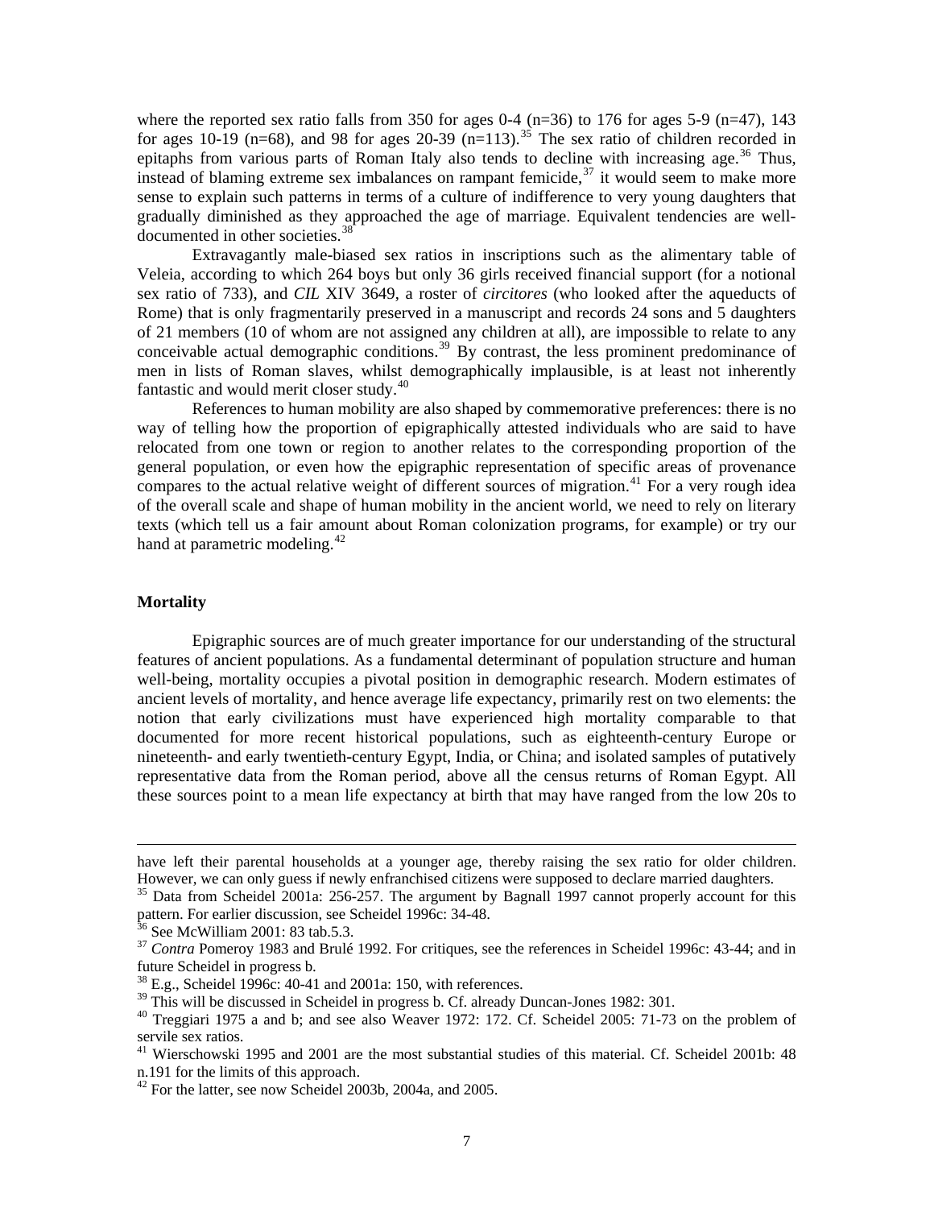where the reported sex ratio falls from 350 for ages 0-4 (n=36) to 176 for ages 5-9 (n=47), 143 for ages 10-19 (n=68), and 98 for ages 20-39 (n=113).[35] The sex ratio of children recorded in epitaphs from various parts of Roman Italy also tends to decline with increasing age.[36] Thus, instead of blaming extreme sex imbalances on rampant femicide,[37] it would seem to make more sense to explain such patterns in terms of a culture of indifference to very young daughters that gradually diminished as they approached the age of marriage. Equivalent tendencies are well-documented in other societies.[38]

Extravagantly male-biased sex ratios in inscriptions such as the alimentary table of Veleia, according to which 264 boys but only 36 girls received financial support (for a notional sex ratio of 733), and *CIL* XIV 3649, a roster of *circitores* (who looked after the aqueducts of Rome) that is only fragmentarily preserved in a manuscript and records 24 sons and 5 daughters of 21 members (10 of whom are not assigned any children at all), are impossible to relate to any conceivable actual demographic conditions.[39] By contrast, the less prominent predominance of men in lists of Roman slaves, whilst demographically implausible, is at least not inherently fantastic and would merit closer study.[40]

References to human mobility are also shaped by commemorative preferences: there is no way of telling how the proportion of epigraphically attested individuals who are said to have relocated from one town or region to another relates to the corresponding proportion of the general population, or even how the epigraphic representation of specific areas of provenance compares to the actual relative weight of different sources of migration.[41] For a very rough idea of the overall scale and shape of human mobility in the ancient world, we need to rely on literary texts (which tell us a fair amount about Roman colonization programs, for example) or try our hand at parametric modeling.[42]

**Mortality**

Epigraphic sources are of much greater importance for our understanding of the structural features of ancient populations. As a fundamental determinant of population structure and human well-being, mortality occupies a pivotal position in demographic research. Modern estimates of ancient levels of mortality, and hence average life expectancy, primarily rest on two elements: the notion that early civilizations must have experienced high mortality comparable to that documented for more recent historical populations, such as eighteenth-century Europe or nineteenth- and early twentieth-century Egypt, India, or China; and isolated samples of putatively representative data from the Roman period, above all the census returns of Roman Egypt. All these sources point to a mean life expectancy at birth that may have ranged from the low 20s to

---

have left their parental households at a younger age, thereby raising the sex ratio for older children. However, we can only guess if newly enfranchised citizens were supposed to declare married daughters.

[35] Data from Scheidel 2001a: 256-257. The argument by Bagnall 1997 cannot properly account for this pattern. For earlier discussion, see Scheidel 1996c: 34-48.

[36] See McWilliam 2001: 83 tab.5.3.

[37] *Contra* Pomeroy 1983 and Brulé 1992. For critiques, see the references in Scheidel 1996c: 43-44; and in future Scheidel in progress b.

[38] E.g., Scheidel 1996c: 40-41 and 2001a: 150, with references.

[39] This will be discussed in Scheidel in progress b. Cf. already Duncan-Jones 1982: 301.

[40] Treggiari 1975 a and b; and see also Weaver 1972: 172. Cf. Scheidel 2005: 71-73 on the problem of servile sex ratios.

[41] Wierschowski 1995 and 2001 are the most substantial studies of this material. Cf. Scheidel 2001b: 48 n.191 for the limits of this approach.

[42] For the latter, see now Scheidel 2003b, 2004a, and 2005.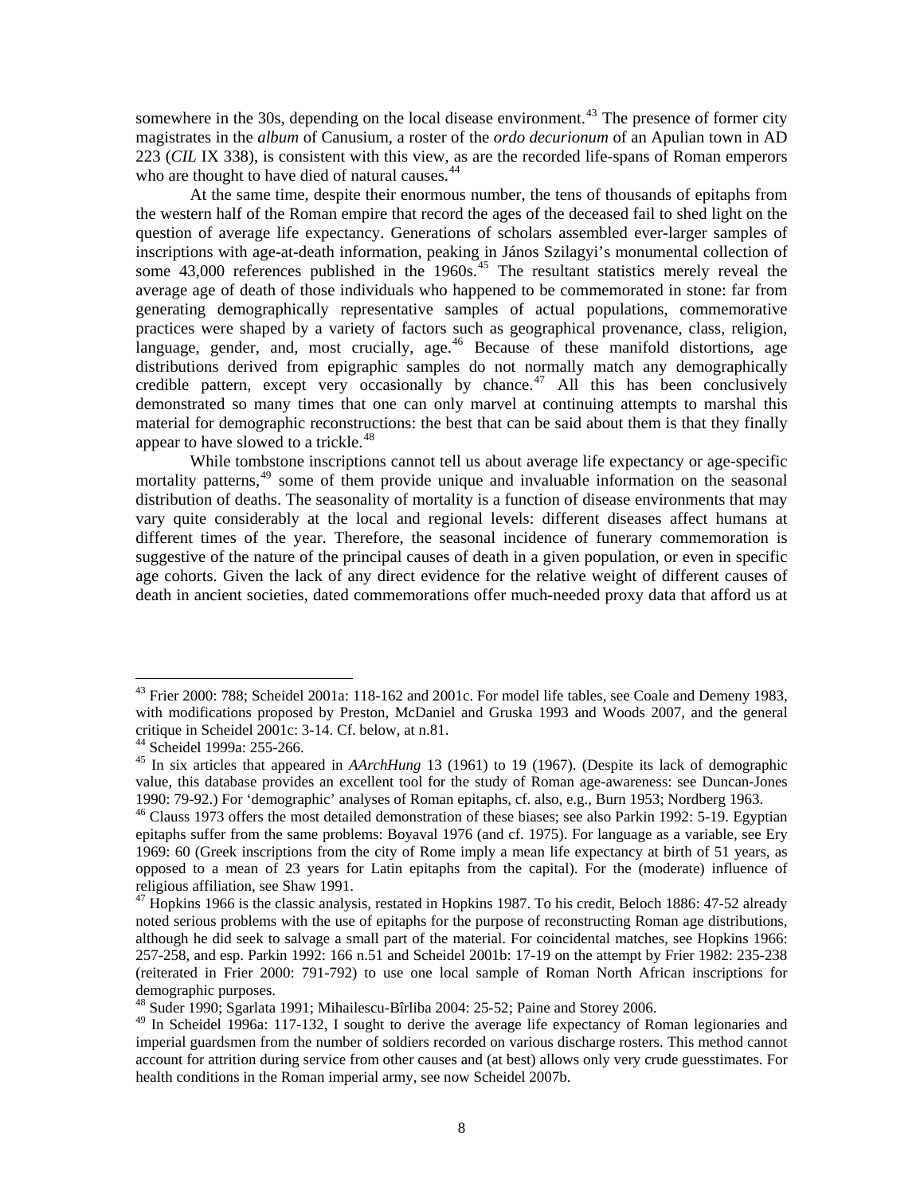somewhere in the 30s, depending on the local disease environment.[43] The presence of former city magistrates in the *album* of Canusium, a roster of the *ordo decurionum* of an Apulian town in AD 223 (*CIL* IX 338), is consistent with this view, as are the recorded life-spans of Roman emperors who are thought to have died of natural causes.[44]

At the same time, despite their enormous number, the tens of thousands of epitaphs from the western half of the Roman empire that record the ages of the deceased fail to shed light on the question of average life expectancy. Generations of scholars assembled ever-larger samples of inscriptions with age-at-death information, peaking in János Szilagyi's monumental collection of some 43,000 references published in the 1960s.[45] The resultant statistics merely reveal the average age of death of those individuals who happened to be commemorated in stone: far from generating demographically representative samples of actual populations, commemorative practices were shaped by a variety of factors such as geographical provenance, class, religion, language, gender, and, most crucially, age.[46] Because of these manifold distortions, age distributions derived from epigraphic samples do not normally match any demographically credible pattern, except very occasionally by chance.[47] All this has been conclusively demonstrated so many times that one can only marvel at continuing attempts to marshal this material for demographic reconstructions: the best that can be said about them is that they finally appear to have slowed to a trickle.[48]

While tombstone inscriptions cannot tell us about average life expectancy or age-specific mortality patterns,[49] some of them provide unique and invaluable information on the seasonal distribution of deaths. The seasonality of mortality is a function of disease environments that may vary quite considerably at the local and regional levels: different diseases affect humans at different times of the year. Therefore, the seasonal incidence of funerary commemoration is suggestive of the nature of the principal causes of death in a given population, or even in specific age cohorts. Given the lack of any direct evidence for the relative weight of different causes of death in ancient societies, dated commemorations offer much-needed proxy data that afford us at

---

[43] Frier 2000: 788; Scheidel 2001a: 118-162 and 2001c. For model life tables, see Coale and Demeny 1983, with modifications proposed by Preston, McDaniel and Gruska 1993 and Woods 2007, and the general critique in Scheidel 2001c: 3-14. Cf. below, at n.81.

[44] Scheidel 1999a: 255-266.

[45] In six articles that appeared in *AArchHung* 13 (1961) to 19 (1967). (Despite its lack of demographic value, this database provides an excellent tool for the study of Roman age-awareness: see Duncan-Jones 1990: 79-92.) For 'demographic' analyses of Roman epitaphs, cf. also, e.g., Burn 1953; Nordberg 1963.

[46] Clauss 1973 offers the most detailed demonstration of these biases; see also Parkin 1992: 5-19. Egyptian epitaphs suffer from the same problems: Boyaval 1976 (and cf. 1975). For language as a variable, see Ery 1969: 60 (Greek inscriptions from the city of Rome imply a mean life expectancy at birth of 51 years, as opposed to a mean of 23 years for Latin epitaphs from the capital). For the (moderate) influence of religious affiliation, see Shaw 1991.

[47] Hopkins 1966 is the classic analysis, restated in Hopkins 1987. To his credit, Beloch 1886: 47-52 already noted serious problems with the use of epitaphs for the purpose of reconstructing Roman age distributions, although he did seek to salvage a small part of the material. For coincidental matches, see Hopkins 1966: 257-258, and esp. Parkin 1992: 166 n.51 and Scheidel 2001b: 17-19 on the attempt by Frier 1982: 235-238 (reiterated in Frier 2000: 791-792) to use one local sample of Roman North African inscriptions for demographic purposes.

[48] Suder 1990; Sgarlata 1991; Mihailescu-Bîrliba 2004: 25-52; Paine and Storey 2006.

[49] In Scheidel 1996a: 117-132, I sought to derive the average life expectancy of Roman legionaries and imperial guardsmen from the number of soldiers recorded on various discharge rosters. This method cannot account for attrition during service from other causes and (at best) allows only very crude guesstimates. For health conditions in the Roman imperial army, see now Scheidel 2007b.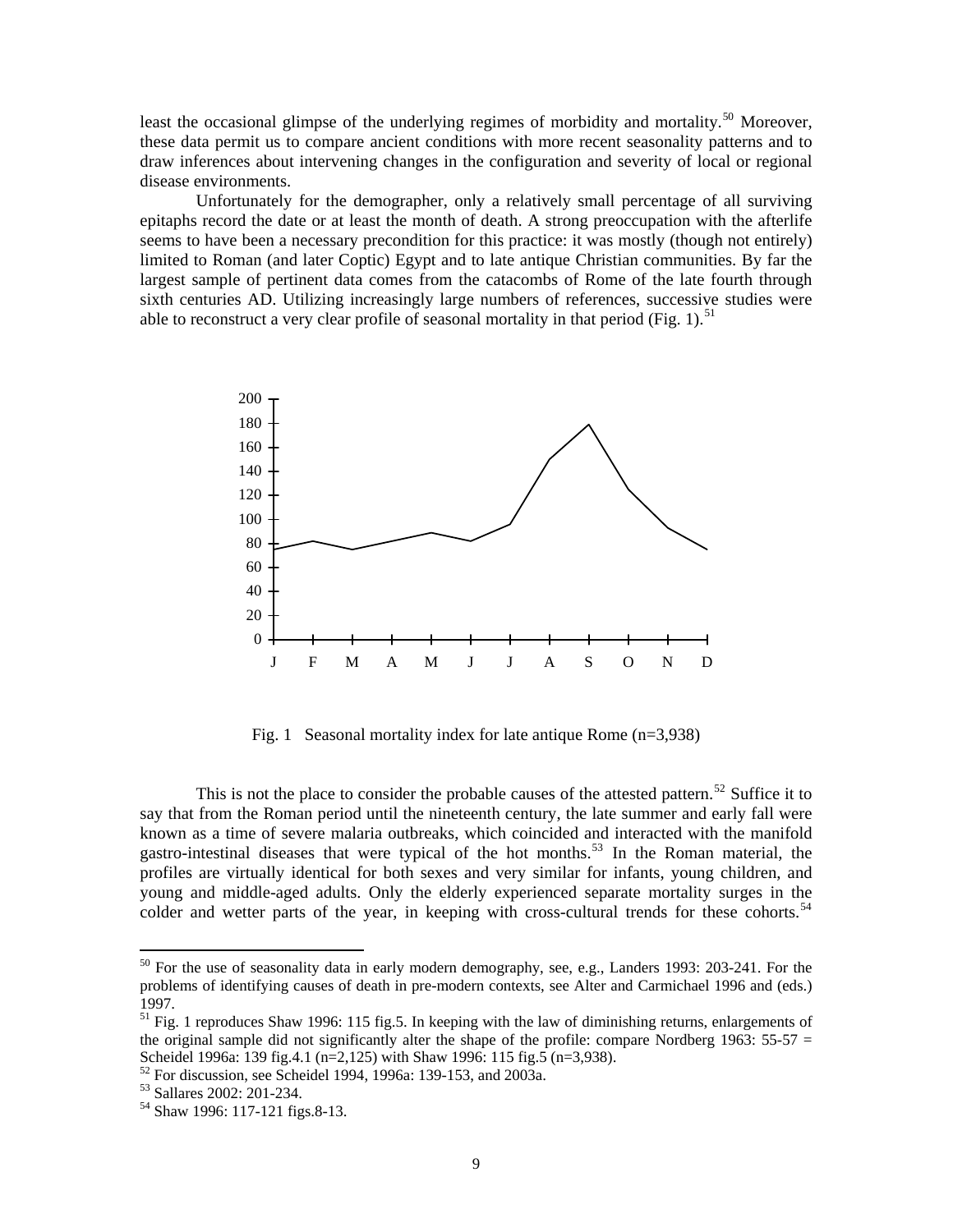least the occasional glimpse of the underlying regimes of morbidity and mortality.[50] Moreover, these data permit us to compare ancient conditions with more recent seasonality patterns and to draw inferences about intervening changes in the configuration and severity of local or regional disease environments.

Unfortunately for the demographer, only a relatively small percentage of all surviving epitaphs record the date or at least the month of death. A strong preoccupation with the afterlife seems to have been a necessary precondition for this practice: it was mostly (though not entirely) limited to Roman (and later Coptic) Egypt and to late antique Christian communities. By far the largest sample of pertinent data comes from the catacombs of Rome of the late fourth through sixth centuries AD. Utilizing increasingly large numbers of references, successive studies were able to reconstruct a very clear profile of seasonal mortality in that period (Fig. 1).[51]

Fig. 1 Seasonal mortality index for late antique Rome (n=3,938)

This is not the place to consider the probable causes of the attested pattern.[52] Suffice it to say that from the Roman period until the nineteenth century, the late summer and early fall were known as a time of severe malaria outbreaks, which coincided and interacted with the manifold gastro-intestinal diseases that were typical of the hot months.[53] In the Roman material, the profiles are virtually identical for both sexes and very similar for infants, young children, and young and middle-aged adults. Only the elderly experienced separate mortality surges in the colder and wetter parts of the year, in keeping with cross-cultural trends for these cohorts.[54]

---

[50] For the use of seasonality data in early modern demography, see, e.g., Landers 1993: 203-241. For the problems of identifying causes of death in pre-modern contexts, see Alter and Carmichael 1996 and (eds.) 1997.

[51] Fig. 1 reproduces Shaw 1996: 115 fig.5. In keeping with the law of diminishing returns, enlargements of the original sample did not significantly alter the shape of the profile: compare Nordberg 1963: 55-57 = Scheidel 1996a: 139 fig.4.1 (n=2,125) with Shaw 1996: 115 fig.5 (n=3,938).

[52] For discussion, see Scheidel 1994, 1996a: 139-153, and 2003a.

[53] Sallares 2002: 201-234.

[54] Shaw 1996: 117-121 figs.8-13.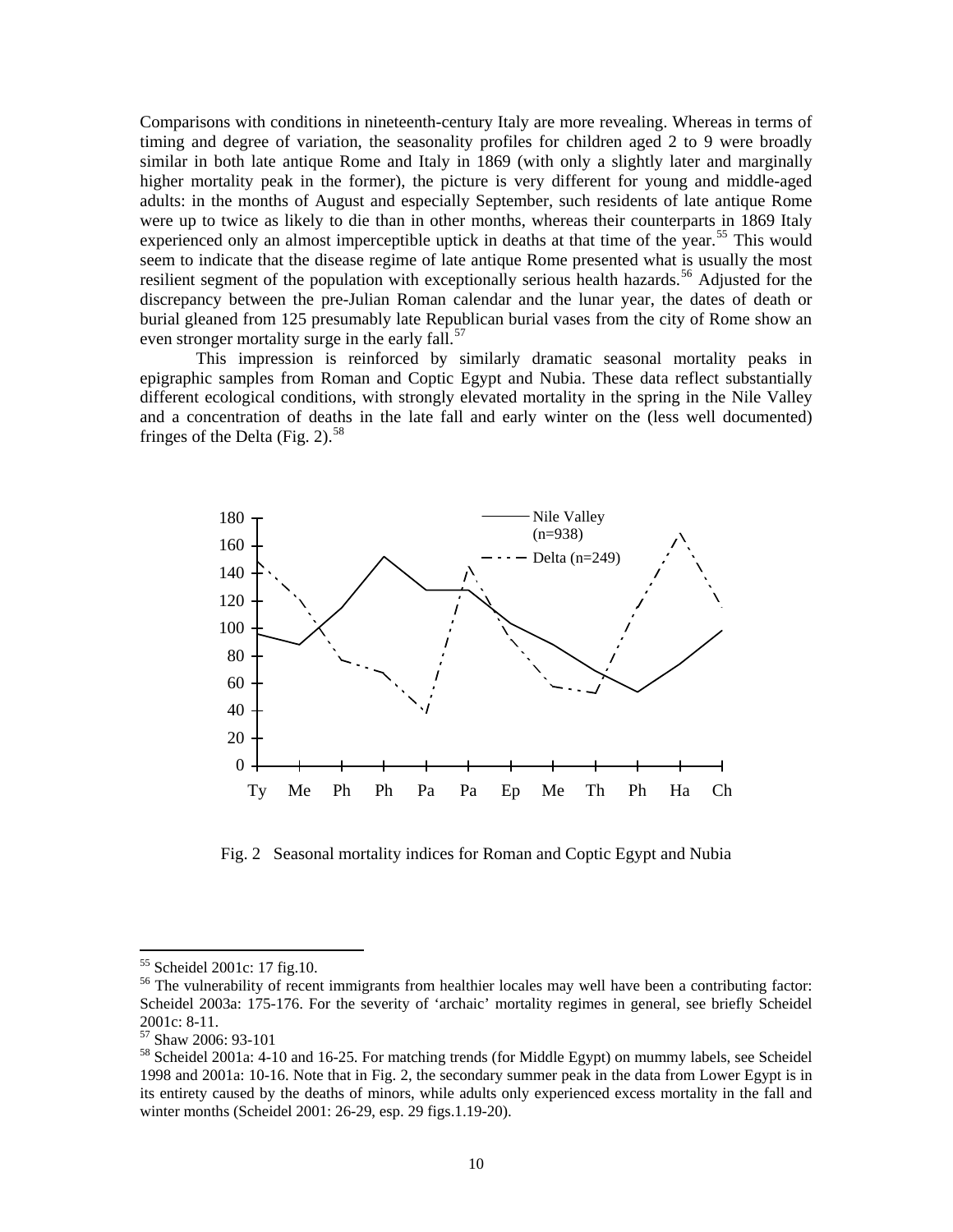Comparisons with conditions in nineteenth-century Italy are more revealing. Whereas in terms of timing and degree of variation, the seasonality profiles for children aged 2 to 9 were broadly similar in both late antique Rome and Italy in 1869 (with only a slightly later and marginally higher mortality peak in the former), the picture is very different for young and middle-aged adults: in the months of August and especially September, such residents of late antique Rome were up to twice as likely to die than in other months, whereas their counterparts in 1869 Italy experienced only an almost imperceptible uptick in deaths at that time of the year.[55] This would seem to indicate that the disease regime of late antique Rome presented what is usually the most resilient segment of the population with exceptionally serious health hazards.[56] Adjusted for the discrepancy between the pre-Julian Roman calendar and the lunar year, the dates of death or burial gleaned from 125 presumably late Republican burial vases from the city of Rome show an even stronger mortality surge in the early fall.[57]

This impression is reinforced by similarly dramatic seasonal mortality peaks in epigraphic samples from Roman and Coptic Egypt and Nubia. These data reflect substantially different ecological conditions, with strongly elevated mortality in the spring in the Nile Valley and a concentration of deaths in the late fall and early winter on the (less well documented) fringes of the Delta (Fig. 2).[58]

Fig. 2 Seasonal mortality indices for Roman and Coptic Egypt and Nubia

---

[55] Scheidel 2001c: 17 fig.10.

[56] The vulnerability of recent immigrants from healthier locales may well have been a contributing factor: Scheidel 2003a: 175-176. For the severity of 'archaic' mortality regimes in general, see briefly Scheidel 2001c: 8-11.

[57] Shaw 2006: 93-101

[58] Scheidel 2001a: 4-10 and 16-25. For matching trends (for Middle Egypt) on mummy labels, see Scheidel 1998 and 2001a: 10-16. Note that in Fig. 2, the secondary summer peak in the data from Lower Egypt is in its entirety caused by the deaths of minors, while adults only experienced excess mortality in the fall and winter months (Scheidel 2001: 26-29, esp. 29 figs.1.19-20).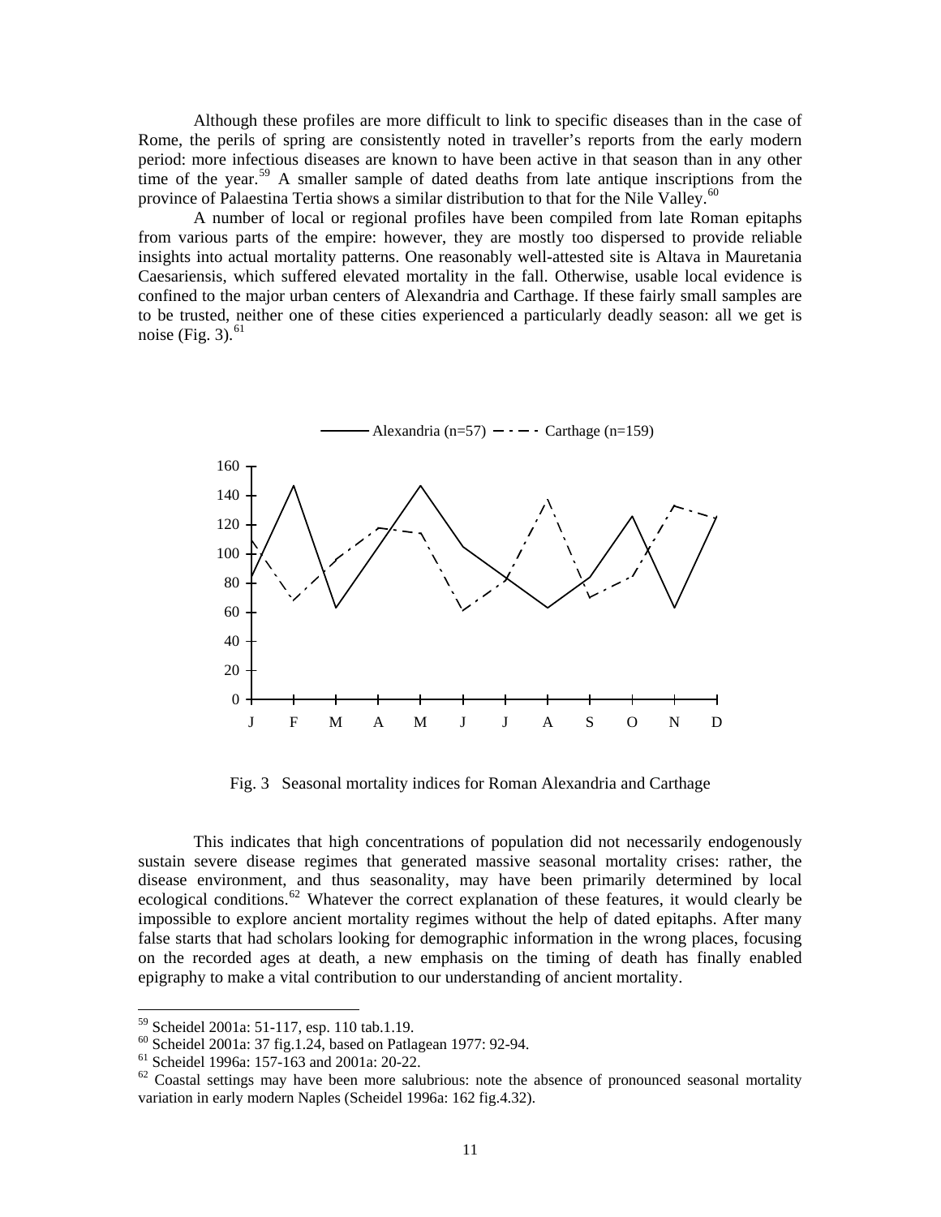Although these profiles are more difficult to link to specific diseases than in the case of Rome, the perils of spring are consistently noted in traveller's reports from the early modern period: more infectious diseases are known to have been active in that season than in any other time of the year.[59] A smaller sample of dated deaths from late antique inscriptions from the province of Palaestina Tertia shows a similar distribution to that for the Nile Valley.[60]

A number of local or regional profiles have been compiled from late Roman epitaphs from various parts of the empire: however, they are mostly too dispersed to provide reliable insights into actual mortality patterns. One reasonably well-attested site is Altava in Mauretania Caesariensis, which suffered elevated mortality in the fall. Otherwise, usable local evidence is confined to the major urban centers of Alexandria and Carthage. If these fairly small samples are to be trusted, neither one of these cities experienced a particularly deadly season: all we get is noise (Fig. 3).[61]

Fig. 3 Seasonal mortality indices for Roman Alexandria and Carthage

This indicates that high concentrations of population did not necessarily endogenously sustain severe disease regimes that generated massive seasonal mortality crises: rather, the disease environment, and thus seasonality, may have been primarily determined by local ecological conditions.[62] Whatever the correct explanation of these features, it would clearly be impossible to explore ancient mortality regimes without the help of dated epitaphs. After many false starts that had scholars looking for demographic information in the wrong places, focusing on the recorded ages at death, a new emphasis on the timing of death has finally enabled epigraphy to make a vital contribution to our understanding of ancient mortality.

---

[59] Scheidel 2001a: 51-117, esp. 110 tab.1.19.

[60] Scheidel 2001a: 37 fig.1.24, based on Patlagean 1977: 92-94.

[61] Scheidel 1996a: 157-163 and 2001a: 20-22.

[62] Coastal settings may have been more salubrious: note the absence of pronounced seasonal mortality variation in early modern Naples (Scheidel 1996a: 162 fig.4.32).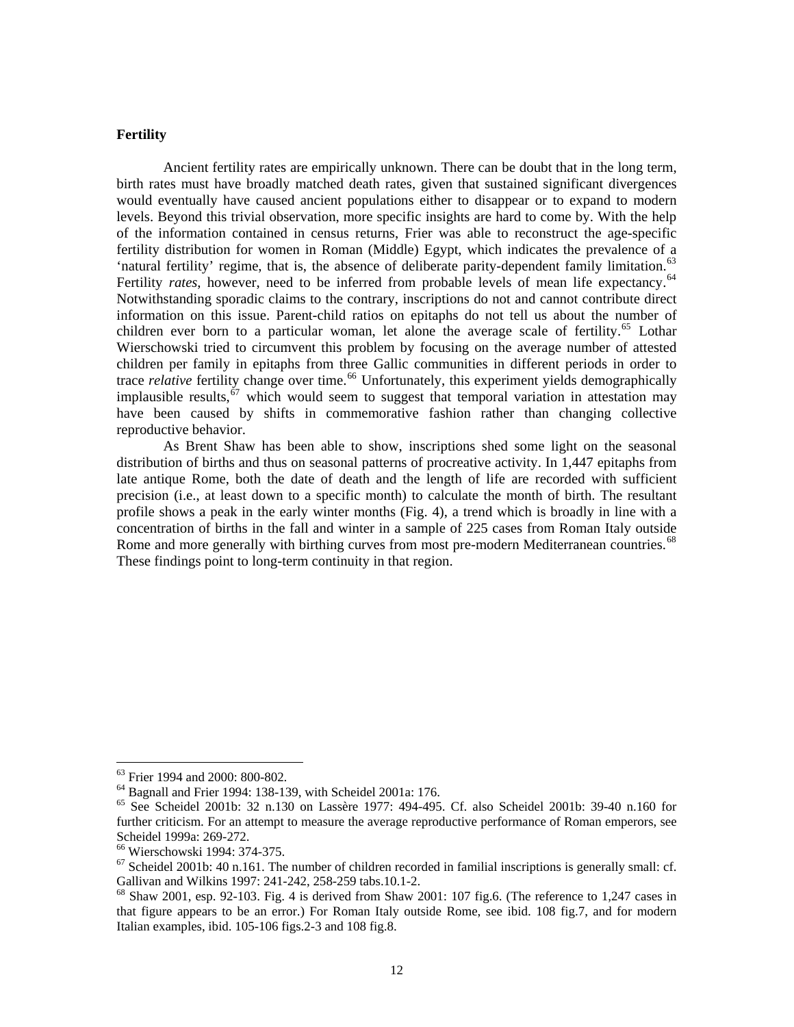**Fertility**

Ancient fertility rates are empirically unknown. There can be doubt that in the long term, birth rates must have broadly matched death rates, given that sustained significant divergences would eventually have caused ancient populations either to disappear or to expand to modern levels. Beyond this trivial observation, more specific insights are hard to come by. With the help of the information contained in census returns, Frier was able to reconstruct the age-specific fertility distribution for women in Roman (Middle) Egypt, which indicates the prevalence of a 'natural fertility' regime, that is, the absence of deliberate parity-dependent family limitation.[63] Fertility *rates*, however, need to be inferred from probable levels of mean life expectancy.[64] Notwithstanding sporadic claims to the contrary, inscriptions do not and cannot contribute direct information on this issue. Parent-child ratios on epitaphs do not tell us about the number of children ever born to a particular woman, let alone the average scale of fertility.[65] Lothar Wierschowski tried to circumvent this problem by focusing on the average number of attested children per family in epitaphs from three Gallic communities in different periods in order to trace *relative* fertility change over time.[66] Unfortunately, this experiment yields demographically implausible results,[67] which would seem to suggest that temporal variation in attestation may have been caused by shifts in commemorative fashion rather than changing collective reproductive behavior.

As Brent Shaw has been able to show, inscriptions shed some light on the seasonal distribution of births and thus on seasonal patterns of procreative activity. In 1,447 epitaphs from late antique Rome, both the date of death and the length of life are recorded with sufficient precision (i.e., at least down to a specific month) to calculate the month of birth. The resultant profile shows a peak in the early winter months (Fig. 4), a trend which is broadly in line with a concentration of births in the fall and winter in a sample of 225 cases from Roman Italy outside Rome and more generally with birthing curves from most pre-modern Mediterranean countries.[68] These findings point to long-term continuity in that region.

---

[63] Frier 1994 and 2000: 800-802.

[64] Bagnall and Frier 1994: 138-139, with Scheidel 2001a: 176.

[65] See Scheidel 2001b: 32 n.130 on Lassère 1977: 494-495. Cf. also Scheidel 2001b: 39-40 n.160 for further criticism. For an attempt to measure the average reproductive performance of Roman emperors, see Scheidel 1999a: 269-272.

[66] Wierschowski 1994: 374-375.

[67] Scheidel 2001b: 40 n.161. The number of children recorded in familial inscriptions is generally small: cf. Gallivan and Wilkins 1997: 241-242, 258-259 tabs.10.1-2.

[68] Shaw 2001, esp. 92-103. Fig. 4 is derived from Shaw 2001: 107 fig.6. (The reference to 1,247 cases in that figure appears to be an error.) For Roman Italy outside Rome, see ibid. 108 fig.7, and for modern Italian examples, ibid. 105-106 figs.2-3 and 108 fig.8.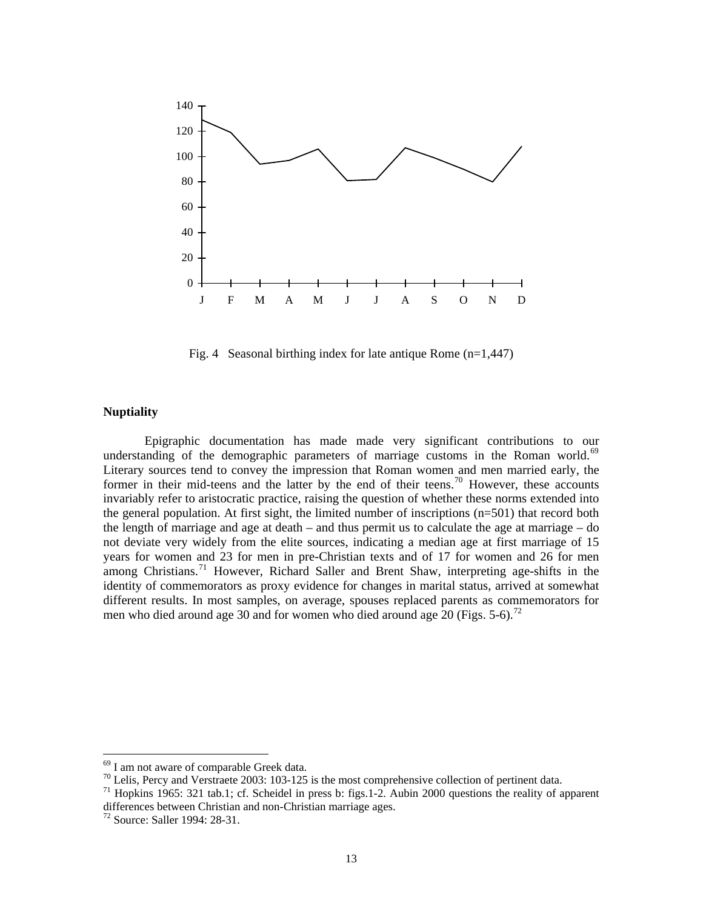Fig. 4 Seasonal birthing index for late antique Rome (n=1,447)

## Nuptiality

Epigraphic documentation has made made very significant contributions to our understanding of the demographic parameters of marriage customs in the Roman world.[69] Literary sources tend to convey the impression that Roman women and men married early, the former in their mid-teens and the latter by the end of their teens.[70] However, these accounts invariably refer to aristocratic practice, raising the question of whether these norms extended into the general population. At first sight, the limited number of inscriptions (n=501) that record both the length of marriage and age at death – and thus permit us to calculate the age at marriage – do not deviate very widely from the elite sources, indicating a median age at first marriage of 15 years for women and 23 for men in pre-Christian texts and of 17 for women and 26 for men among Christians.[71] However, Richard Saller and Brent Shaw, interpreting age-shifts in the identity of commemorators as proxy evidence for changes in marital status, arrived at somewhat different results. In most samples, on average, spouses replaced parents as commemorators for men who died around age 30 and for women who died around age 20 (Figs. 5-6).[72]

---

[69] I am not aware of comparable Greek data.

[70] Lelis, Percy and Verstraete 2003: 103-125 is the most comprehensive collection of pertinent data.

[71] Hopkins 1965: 321 tab.1; cf. Scheidel in press b: figs.1-2. Aubin 2000 questions the reality of apparent differences between Christian and non-Christian marriage ages.

[72] Source: Saller 1994: 28-31.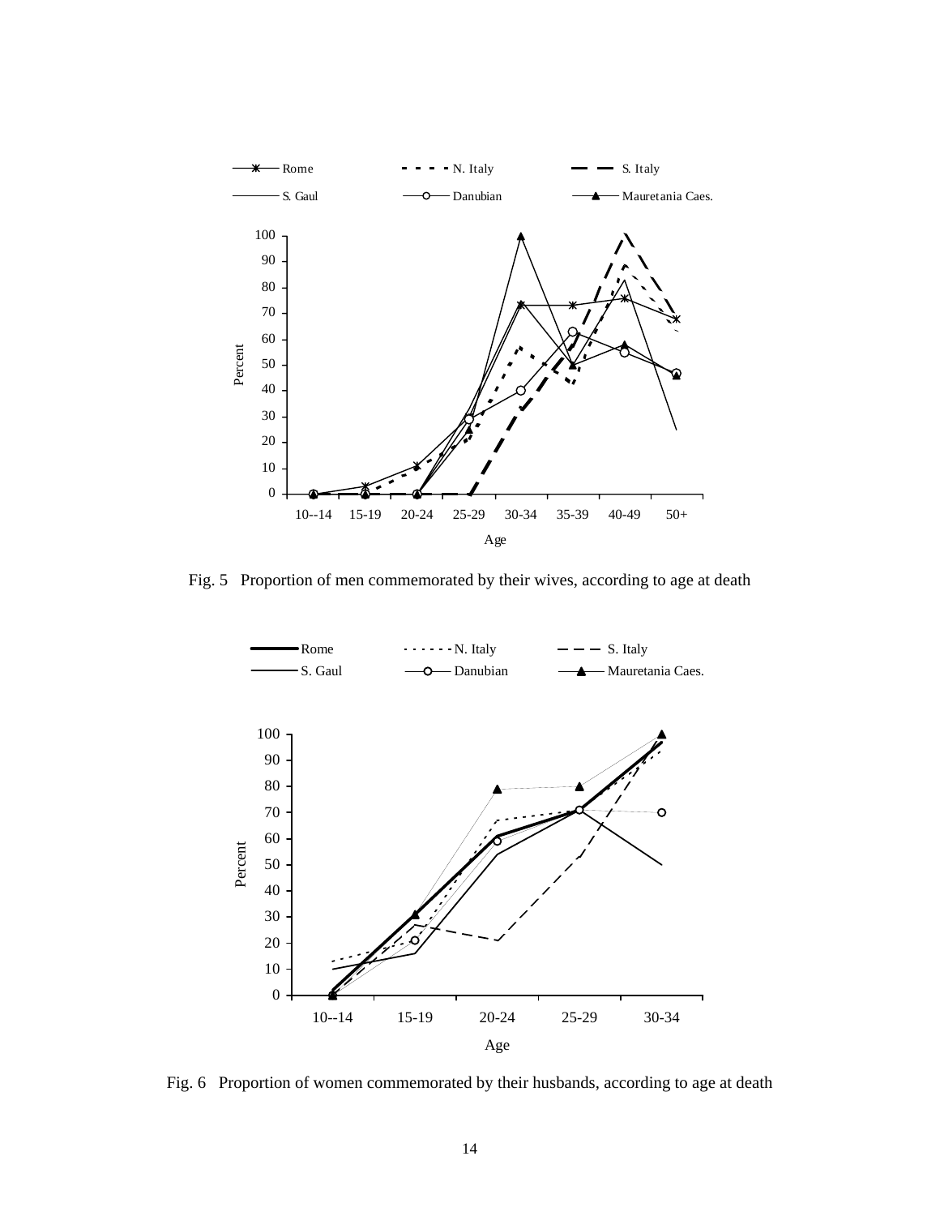Fig. 5 Proportion of men commemorated by their wives, according to age at death

Fig. 6 Proportion of women commemorated by their husbands, according to age at death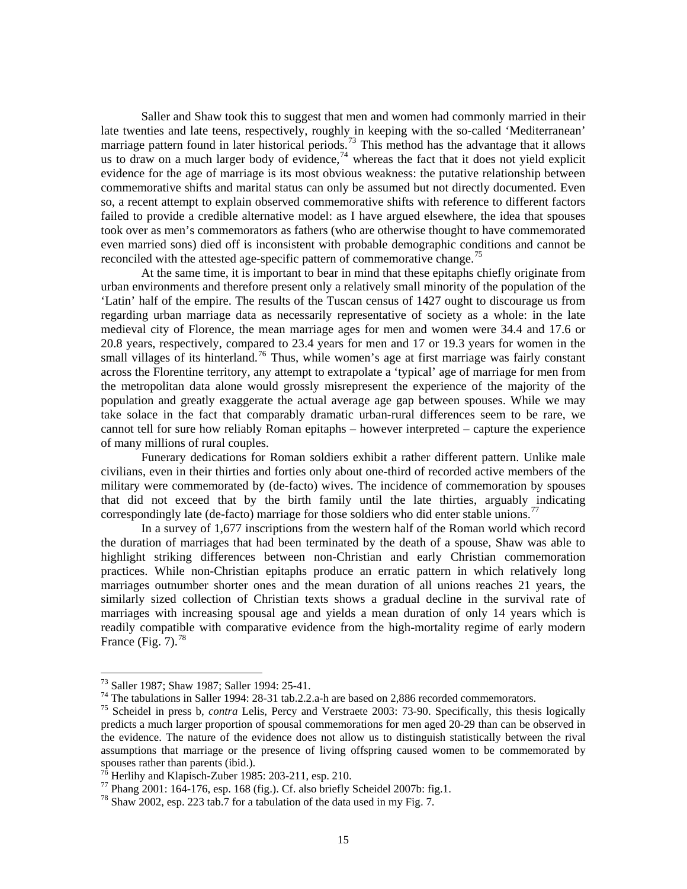Saller and Shaw took this to suggest that men and women had commonly married in their late twenties and late teens, respectively, roughly in keeping with the so-called 'Mediterranean' marriage pattern found in later historical periods.[73] This method has the advantage that it allows us to draw on a much larger body of evidence,[74] whereas the fact that it does not yield explicit evidence for the age of marriage is its most obvious weakness: the putative relationship between commemorative shifts and marital status can only be assumed but not directly documented. Even so, a recent attempt to explain observed commemorative shifts with reference to different factors failed to provide a credible alternative model: as I have argued elsewhere, the idea that spouses took over as men's commemorators as fathers (who are otherwise thought to have commemorated even married sons) died off is inconsistent with probable demographic conditions and cannot be reconciled with the attested age-specific pattern of commemorative change.[75]

At the same time, it is important to bear in mind that these epitaphs chiefly originate from urban environments and therefore present only a relatively small minority of the population of the 'Latin' half of the empire. The results of the Tuscan census of 1427 ought to discourage us from regarding urban marriage data as necessarily representative of society as a whole: in the late medieval city of Florence, the mean marriage ages for men and women were 34.4 and 17.6 or 20.8 years, respectively, compared to 23.4 years for men and 17 or 19.3 years for women in the small villages of its hinterland.[76] Thus, while women's age at first marriage was fairly constant across the Florentine territory, any attempt to extrapolate a 'typical' age of marriage for men from the metropolitan data alone would grossly misrepresent the experience of the majority of the population and greatly exaggerate the actual average age gap between spouses. While we may take solace in the fact that comparably dramatic urban-rural differences seem to be rare, we cannot tell for sure how reliably Roman epitaphs – however interpreted – capture the experience of many millions of rural couples.

Funerary dedications for Roman soldiers exhibit a rather different pattern. Unlike male civilians, even in their thirties and forties only about one-third of recorded active members of the military were commemorated by (de-facto) wives. The incidence of commemoration by spouses that did not exceed that by the birth family until the late thirties, arguably indicating correspondingly late (de-facto) marriage for those soldiers who did enter stable unions.[77]

In a survey of 1,677 inscriptions from the western half of the Roman world which record the duration of marriages that had been terminated by the death of a spouse, Shaw was able to highlight striking differences between non-Christian and early Christian commemoration practices. While non-Christian epitaphs produce an erratic pattern in which relatively long marriages outnumber shorter ones and the mean duration of all unions reaches 21 years, the similarly sized collection of Christian texts shows a gradual decline in the survival rate of marriages with increasing spousal age and yields a mean duration of only 14 years which is readily compatible with comparative evidence from the high-mortality regime of early modern France (Fig. 7).[78]

---

[73] Saller 1987; Shaw 1987; Saller 1994: 25-41.

[74] The tabulations in Saller 1994: 28-31 tab.2.2.a-h are based on 2,886 recorded commemorators.

[75] Scheidel in press b, *contra* Lelis, Percy and Verstraete 2003: 73-90. Specifically, this thesis logically predicts a much larger proportion of spousal commemorations for men aged 20-29 than can be observed in the evidence. The nature of the evidence does not allow us to distinguish statistically between the rival assumptions that marriage or the presence of living offspring caused women to be commemorated by spouses rather than parents (ibid.).

[76] Herlihy and Klapisch-Zuber 1985: 203-211, esp. 210.

[77] Phang 2001: 164-176, esp. 168 (fig.). Cf. also briefly Scheidel 2007b: fig.1.

[78] Shaw 2002, esp. 223 tab.7 for a tabulation of the data used in my Fig. 7.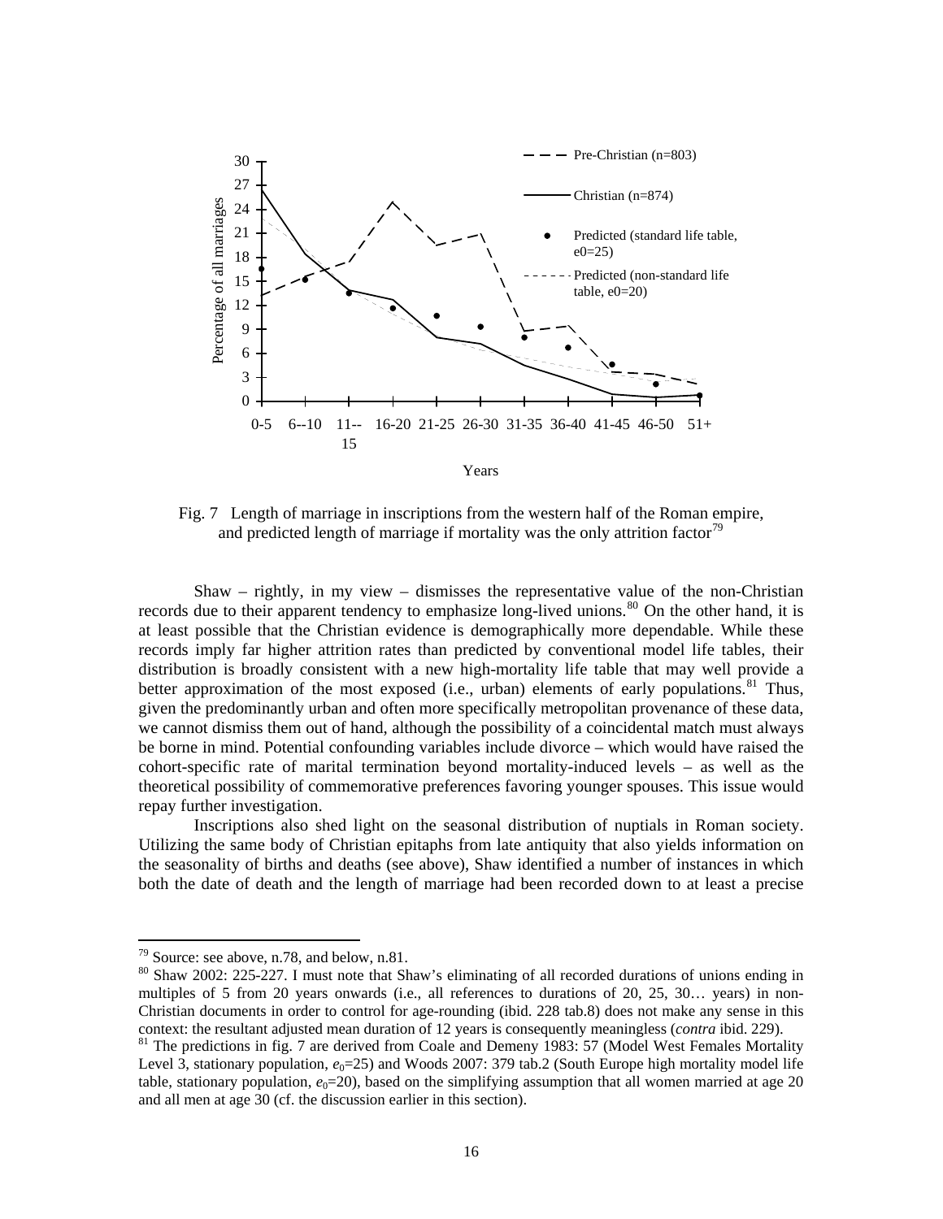Fig. 7 Length of marriage in inscriptions from the western half of the Roman empire, and predicted length of marriage if mortality was the only attrition factor[79]

Shaw – rightly, in my view – dismisses the representative value of the non-Christian records due to their apparent tendency to emphasize long-lived unions.[80] On the other hand, it is at least possible that the Christian evidence is demographically more dependable. While these records imply far higher attrition rates than predicted by conventional model life tables, their distribution is broadly consistent with a new high-mortality life table that may well provide a better approximation of the most exposed (i.e., urban) elements of early populations.[81] Thus, given the predominantly urban and often more specifically metropolitan provenance of these data, we cannot dismiss them out of hand, although the possibility of a coincidental match must always be borne in mind. Potential confounding variables include divorce – which would have raised the cohort-specific rate of marital termination beyond mortality-induced levels – as well as the theoretical possibility of commemorative preferences favoring younger spouses. This issue would repay further investigation.

Inscriptions also shed light on the seasonal distribution of nuptials in Roman society. Utilizing the same body of Christian epitaphs from late antiquity that also yields information on the seasonality of births and deaths (see above), Shaw identified a number of instances in which both the date of death and the length of marriage had been recorded down to at least a precise

---

[79] Source: see above, n.78, and below, n.81.

[80] Shaw 2002: 225-227. I must note that Shaw's eliminating of all recorded durations of unions ending in multiples of 5 from 20 years onwards (i.e., all references to durations of 20, 25, 30… years) in non-Christian documents in order to control for age-rounding (ibid. 228 tab.8) does not make any sense in this context: the resultant adjusted mean duration of 12 years is consequently meaningless (*contra* ibid. 229).

[81] The predictions in fig. 7 are derived from Coale and Demeny 1983: 57 (Model West Females Mortality Level 3, stationary population, $e_0$=25) and Woods 2007: 379 tab.2 (South Europe high mortality model life table, stationary population, $e_0$=20), based on the simplifying assumption that all women married at age 20 and all men at age 30 (cf. the discussion earlier in this section).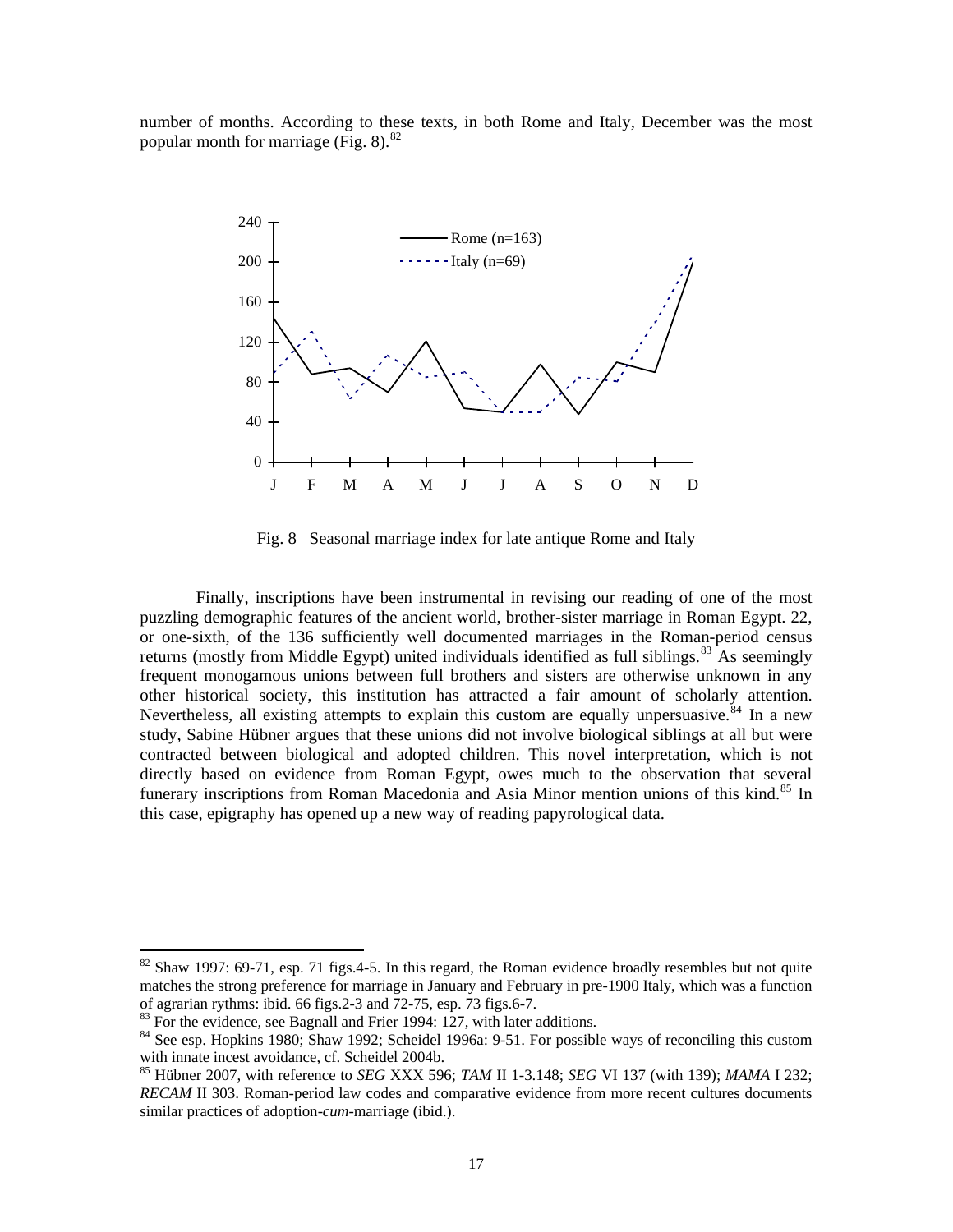number of months. According to these texts, in both Rome and Italy, December was the most popular month for marriage (Fig. 8).[82]

Fig. 8 Seasonal marriage index for late antique Rome and Italy

Finally, inscriptions have been instrumental in revising our reading of one of the most puzzling demographic features of the ancient world, brother-sister marriage in Roman Egypt. 22, or one-sixth, of the 136 sufficiently well documented marriages in the Roman-period census returns (mostly from Middle Egypt) united individuals identified as full siblings.[83] As seemingly frequent monogamous unions between full brothers and sisters are otherwise unknown in any other historical society, this institution has attracted a fair amount of scholarly attention. Nevertheless, all existing attempts to explain this custom are equally unpersuasive.[84] In a new study, Sabine Hübner argues that these unions did not involve biological siblings at all but were contracted between biological and adopted children. This novel interpretation, which is not directly based on evidence from Roman Egypt, owes much to the observation that several funerary inscriptions from Roman Macedonia and Asia Minor mention unions of this kind.[85] In this case, epigraphy has opened up a new way of reading papyrological data.

[82] Shaw 1997: 69-71, esp. 71 figs.4-5. In this regard, the Roman evidence broadly resembles but not quite matches the strong preference for marriage in January and February in pre-1900 Italy, which was a function of agrarian rythms: ibid. 66 figs.2-3 and 72-75, esp. 73 figs.6-7.

[83] For the evidence, see Bagnall and Frier 1994: 127, with later additions.

[84] See esp. Hopkins 1980; Shaw 1992; Scheidel 1996a: 9-51. For possible ways of reconciling this custom with innate incest avoidance, cf. Scheidel 2004b.

[85] Hübner 2007, with reference to *SEG* XXX 596; *TAM* II 1-3.148; *SEG* VI 137 (with 139); *MAMA* I 232; *RECAM* II 303. Roman-period law codes and comparative evidence from more recent cultures documents similar practices of adoption-*cum*-marriage (ibid.).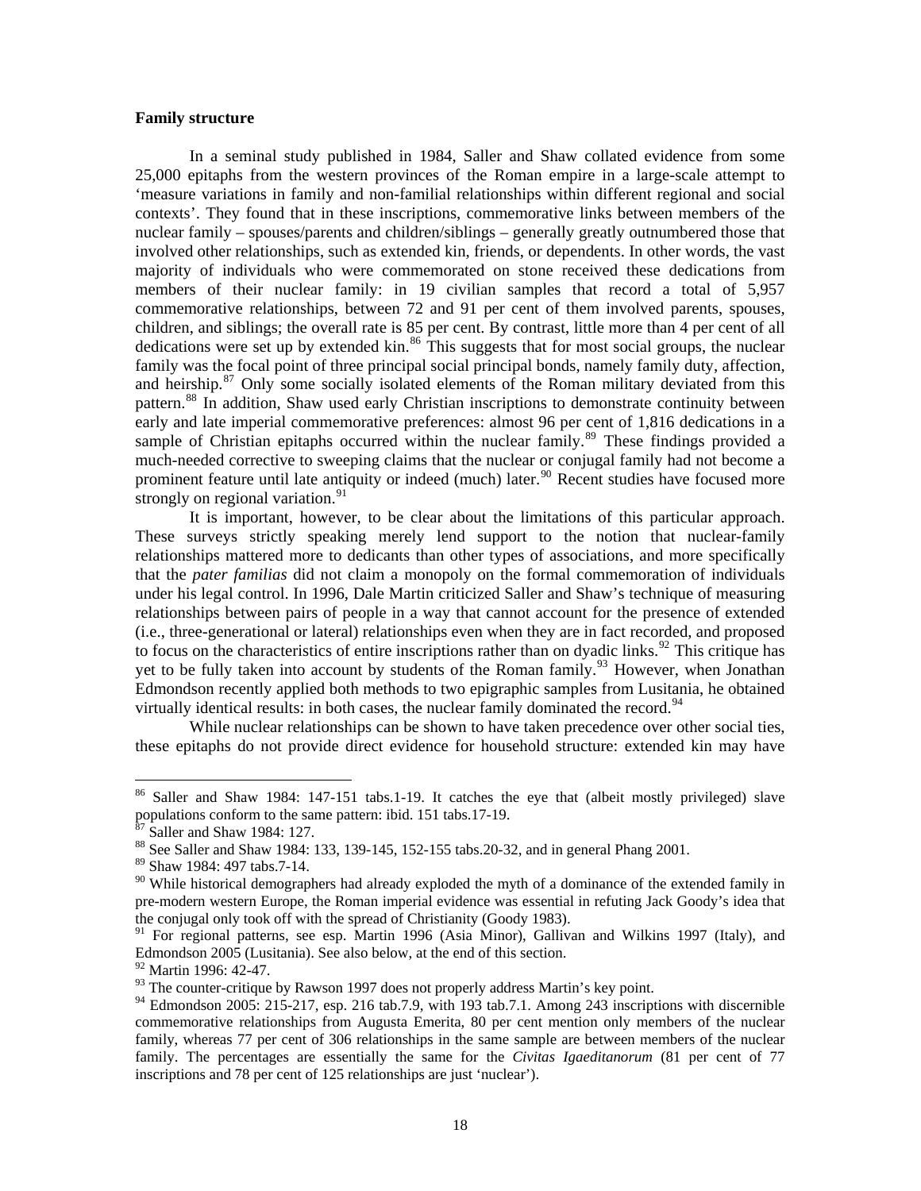**Family structure**

In a seminal study published in 1984, Saller and Shaw collated evidence from some 25,000 epitaphs from the western provinces of the Roman empire in a large-scale attempt to 'measure variations in family and non-familial relationships within different regional and social contexts'. They found that in these inscriptions, commemorative links between members of the nuclear family – spouses/parents and children/siblings – generally greatly outnumbered those that involved other relationships, such as extended kin, friends, or dependents. In other words, the vast majority of individuals who were commemorated on stone received these dedications from members of their nuclear family: in 19 civilian samples that record a total of 5,957 commemorative relationships, between 72 and 91 per cent of them involved parents, spouses, children, and siblings; the overall rate is 85 per cent. By contrast, little more than 4 per cent of all dedications were set up by extended kin.[86] This suggests that for most social groups, the nuclear family was the focal point of three principal social principal bonds, namely family duty, affection, and heirship.[87] Only some socially isolated elements of the Roman military deviated from this pattern.[88] In addition, Shaw used early Christian inscriptions to demonstrate continuity between early and late imperial commemorative preferences: almost 96 per cent of 1,816 dedications in a sample of Christian epitaphs occurred within the nuclear family.[89] These findings provided a much-needed corrective to sweeping claims that the nuclear or conjugal family had not become a prominent feature until late antiquity or indeed (much) later.[90] Recent studies have focused more strongly on regional variation.[91]

It is important, however, to be clear about the limitations of this particular approach. These surveys strictly speaking merely lend support to the notion that nuclear-family relationships mattered more to dedicants than other types of associations, and more specifically that the *pater familias* did not claim a monopoly on the formal commemoration of individuals under his legal control. In 1996, Dale Martin criticized Saller and Shaw's technique of measuring relationships between pairs of people in a way that cannot account for the presence of extended (i.e., three-generational or lateral) relationships even when they are in fact recorded, and proposed to focus on the characteristics of entire inscriptions rather than on dyadic links.[92] This critique has yet to be fully taken into account by students of the Roman family.[93] However, when Jonathan Edmondson recently applied both methods to two epigraphic samples from Lusitania, he obtained virtually identical results: in both cases, the nuclear family dominated the record.[94]

While nuclear relationships can be shown to have taken precedence over other social ties, these epitaphs do not provide direct evidence for household structure: extended kin may have

---

[86] Saller and Shaw 1984: 147-151 tabs.1-19. It catches the eye that (albeit mostly privileged) slave populations conform to the same pattern: ibid. 151 tabs.17-19.

[87] Saller and Shaw 1984: 127.

[88] See Saller and Shaw 1984: 133, 139-145, 152-155 tabs.20-32, and in general Phang 2001.

[89] Shaw 1984: 497 tabs.7-14.

[90] While historical demographers had already exploded the myth of a dominance of the extended family in pre-modern western Europe, the Roman imperial evidence was essential in refuting Jack Goody's idea that the conjugal only took off with the spread of Christianity (Goody 1983).

[91] For regional patterns, see esp. Martin 1996 (Asia Minor), Gallivan and Wilkins 1997 (Italy), and Edmondson 2005 (Lusitania). See also below, at the end of this section.

[92] Martin 1996: 42-47.

[93] The counter-critique by Rawson 1997 does not properly address Martin's key point.

[94] Edmondson 2005: 215-217, esp. 216 tab.7.9, with 193 tab.7.1. Among 243 inscriptions with discernible commemorative relationships from Augusta Emerita, 80 per cent mention only members of the nuclear family, whereas 77 per cent of 306 relationships in the same sample are between members of the nuclear family. The percentages are essentially the same for the *Civitas Igaeditanorum* (81 per cent of 77 inscriptions and 78 per cent of 125 relationships are just 'nuclear').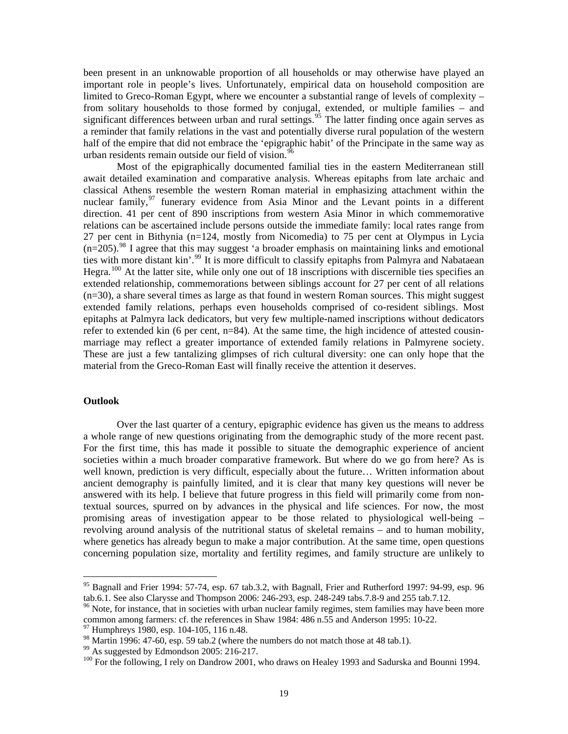been present in an unknowable proportion of all households or may otherwise have played an important role in people's lives. Unfortunately, empirical data on household composition are limited to Greco-Roman Egypt, where we encounter a substantial range of levels of complexity – from solitary households to those formed by conjugal, extended, or multiple families – and significant differences between urban and rural settings.[95] The latter finding once again serves as a reminder that family relations in the vast and potentially diverse rural population of the western half of the empire that did not embrace the 'epigraphic habit' of the Principate in the same way as urban residents remain outside our field of vision.[96]

Most of the epigraphically documented familial ties in the eastern Mediterranean still await detailed examination and comparative analysis. Whereas epitaphs from late archaic and classical Athens resemble the western Roman material in emphasizing attachment within the nuclear family,[97] funerary evidence from Asia Minor and the Levant points in a different direction. 41 per cent of 890 inscriptions from western Asia Minor in which commemorative relations can be ascertained include persons outside the immediate family: local rates range from 27 per cent in Bithynia (n=124, mostly from Nicomedia) to 75 per cent at Olympus in Lycia (n=205).[98] I agree that this may suggest 'a broader emphasis on maintaining links and emotional ties with more distant kin'.[99] It is more difficult to classify epitaphs from Palmyra and Nabataean Hegra.[100] At the latter site, while only one out of 18 inscriptions with discernible ties specifies an extended relationship, commemorations between siblings account for 27 per cent of all relations (n=30), a share several times as large as that found in western Roman sources. This might suggest extended family relations, perhaps even households comprised of co-resident siblings. Most epitaphs at Palmyra lack dedicators, but very few multiple-named inscriptions without dedicators refer to extended kin (6 per cent, n=84). At the same time, the high incidence of attested cousin-marriage may reflect a greater importance of extended family relations in Palmyrene society. These are just a few tantalizing glimpses of rich cultural diversity: one can only hope that the material from the Greco-Roman East will finally receive the attention it deserves.

## Outlook

Over the last quarter of a century, epigraphic evidence has given us the means to address a whole range of new questions originating from the demographic study of the more recent past. For the first time, this has made it possible to situate the demographic experience of ancient societies within a much broader comparative framework. But where do we go from here? As is well known, prediction is very difficult, especially about the future… Written information about ancient demography is painfully limited, and it is clear that many key questions will never be answered with its help. I believe that future progress in this field will primarily come from non-textual sources, spurred on by advances in the physical and life sciences. For now, the most promising areas of investigation appear to be those related to physiological well-being – revolving around analysis of the nutritional status of skeletal remains – and to human mobility, where genetics has already begun to make a major contribution. At the same time, open questions concerning population size, mortality and fertility regimes, and family structure are unlikely to

---

[95] Bagnall and Frier 1994: 57-74, esp. 67 tab.3.2, with Bagnall, Frier and Rutherford 1997: 94-99, esp. 96 tab.6.1. See also Clarysse and Thompson 2006: 246-293, esp. 248-249 tabs.7.8-9 and 255 tab.7.12.

[96] Note, for instance, that in societies with urban nuclear family regimes, stem families may have been more common among farmers: cf. the references in Shaw 1984: 486 n.55 and Anderson 1995: 10-22.

[97] Humphreys 1980, esp. 104-105, 116 n.48.

[98] Martin 1996: 47-60, esp. 59 tab.2 (where the numbers do not match those at 48 tab.1).

[99] As suggested by Edmondson 2005: 216-217.

[100] For the following, I rely on Dandrow 2001, who draws on Healey 1993 and Sadurska and Bounni 1994.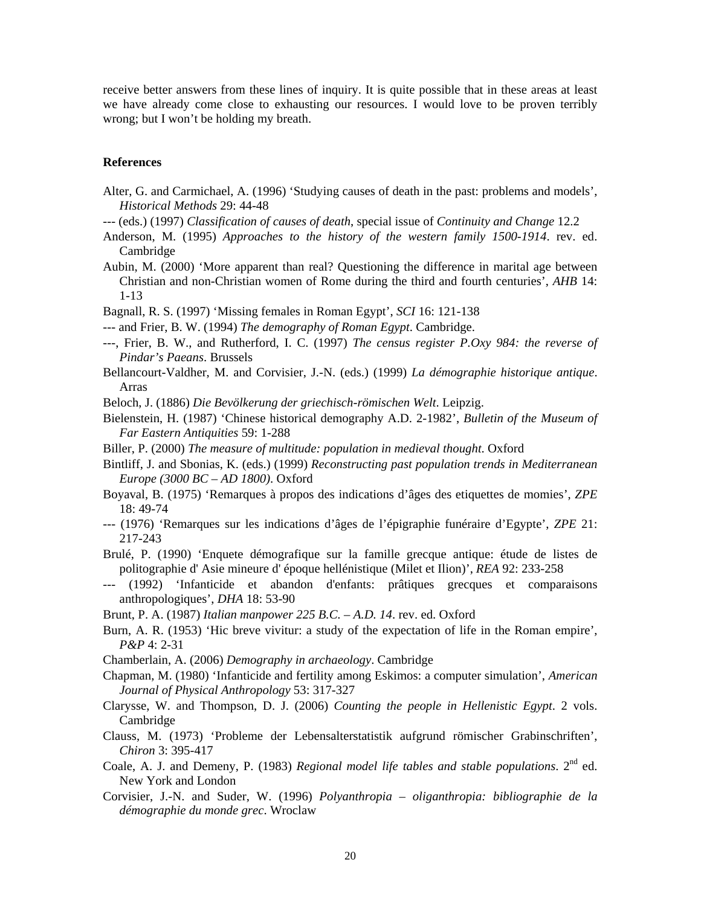receive better answers from these lines of inquiry. It is quite possible that in these areas at least we have already come close to exhausting our resources. I would love to be proven terribly wrong; but I won't be holding my breath.

## References

Alter, G. and Carmichael, A. (1996) 'Studying causes of death in the past: problems and models', *Historical Methods* 29: 44-48

--- (eds.) (1997) *Classification of causes of death*, special issue of *Continuity and Change* 12.2

Anderson, M. (1995) *Approaches to the history of the western family 1500-1914*. rev. ed. Cambridge

Aubin, M. (2000) 'More apparent than real? Questioning the difference in marital age between Christian and non-Christian women of Rome during the third and fourth centuries', *AHB* 14: 1-13

Bagnall, R. S. (1997) 'Missing females in Roman Egypt', *SCI* 16: 121-138

--- and Frier, B. W. (1994) *The demography of Roman Egypt*. Cambridge.

---, Frier, B. W., and Rutherford, I. C. (1997) *The census register P.Oxy 984: the reverse of Pindar's Paeans*. Brussels

Bellancourt-Valdher, M. and Corvisier, J.-N. (eds.) (1999) *La démographie historique antique*. Arras

Beloch, J. (1886) *Die Bevölkerung der griechisch-römischen Welt*. Leipzig.

Bielenstein, H. (1987) 'Chinese historical demography A.D. 2-1982', *Bulletin of the Museum of Far Eastern Antiquities* 59: 1-288

Biller, P. (2000) *The measure of multitude: population in medieval thought*. Oxford

Bintliff, J. and Sbonias, K. (eds.) (1999) *Reconstructing past population trends in Mediterranean Europe (3000 BC – AD 1800)*. Oxford

Boyaval, B. (1975) 'Remarques à propos des indications d'âges des etiquettes de momies', *ZPE* 18: 49-74

--- (1976) 'Remarques sur les indications d'âges de l'épigraphie funéraire d'Egypte', *ZPE* 21: 217-243

Brulé, P. (1990) 'Enquete démografique sur la famille grecque antique: étude de listes de politographie d' Asie mineure d' époque hellénistique (Milet et Ilion)', *REA* 92: 233-258

--- (1992) 'Infanticide et abandon d'enfants: prâtiques grecques et comparaisons anthropologiques', *DHA* 18: 53-90

Brunt, P. A. (1987) *Italian manpower 225 B.C. – A.D. 14*. rev. ed. Oxford

Burn, A. R. (1953) 'Hic breve vivitur: a study of the expectation of life in the Roman empire', *P&P* 4: 2-31

Chamberlain, A. (2006) *Demography in archaeology*. Cambridge

Chapman, M. (1980) 'Infanticide and fertility among Eskimos: a computer simulation', *American Journal of Physical Anthropology* 53: 317-327

Clarysse, W. and Thompson, D. J. (2006) *Counting the people in Hellenistic Egypt*. 2 vols. Cambridge

Clauss, M. (1973) 'Probleme der Lebensalterstatistik aufgrund römischer Grabinschriften', *Chiron* 3: 395-417

Coale, A. J. and Demeny, P. (1983) *Regional model life tables and stable populations*. 2nd ed. New York and London

Corvisier, J.-N. and Suder, W. (1996) *Polyanthropia – oliganthropia: bibliographie de la démographie du monde grec*. Wroclaw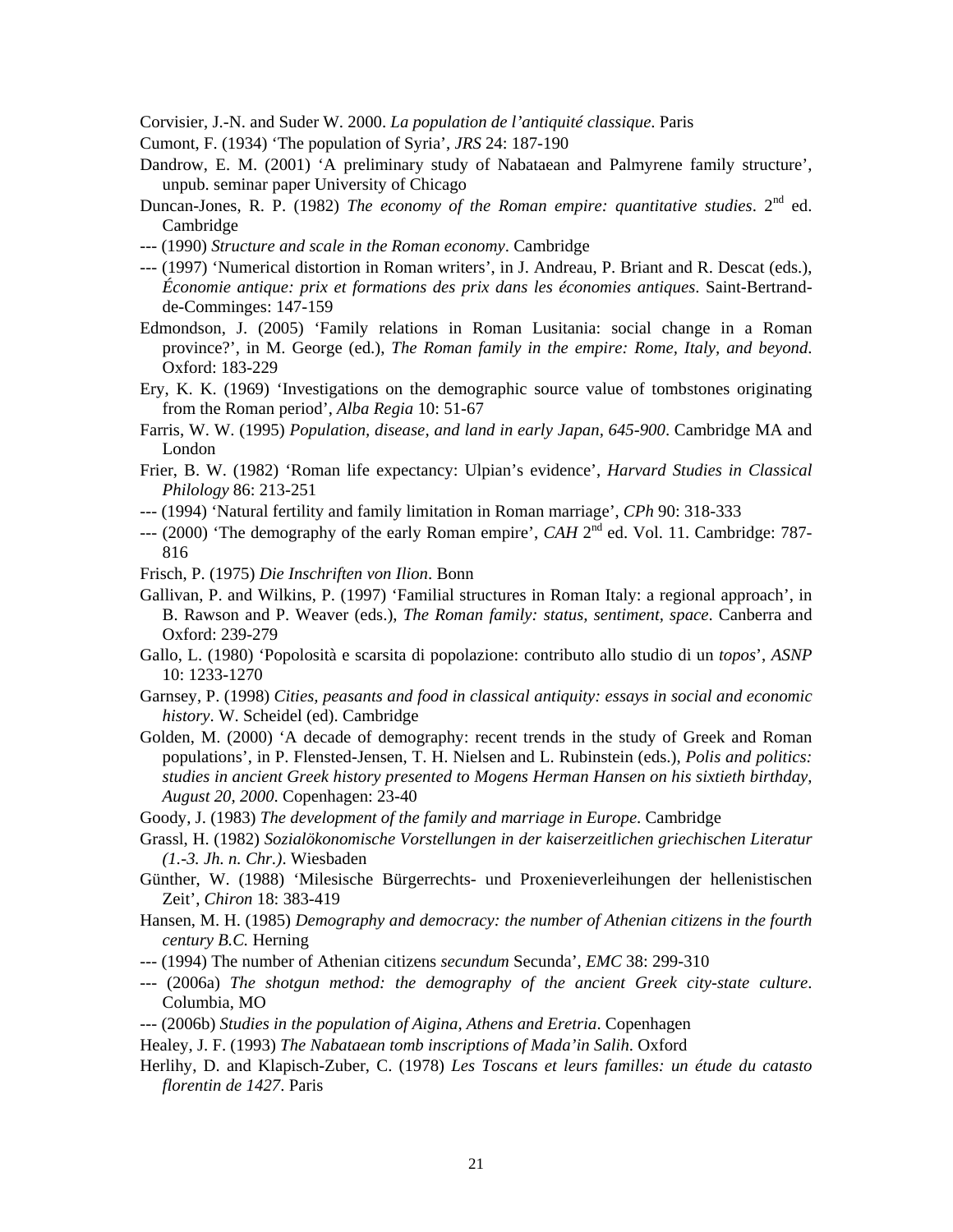Corvisier, J.-N. and Suder W. 2000. *La population de l'antiquité classique*. Paris

Cumont, F. (1934) 'The population of Syria', *JRS* 24: 187-190

Dandrow, E. M. (2001) 'A preliminary study of Nabataean and Palmyrene family structure', unpub. seminar paper University of Chicago

Duncan-Jones, R. P. (1982) *The economy of the Roman empire: quantitative studies*. 2nd ed. Cambridge

--- (1990) *Structure and scale in the Roman economy*. Cambridge

--- (1997) 'Numerical distortion in Roman writers', in J. Andreau, P. Briant and R. Descat (eds.), *Économie antique: prix et formations des prix dans les économies antiques*. Saint-Bertrand-de-Comminges: 147-159

Edmondson, J. (2005) 'Family relations in Roman Lusitania: social change in a Roman province?', in M. George (ed.), *The Roman family in the empire: Rome, Italy, and beyond*. Oxford: 183-229

Ery, K. K. (1969) 'Investigations on the demographic source value of tombstones originating from the Roman period', *Alba Regia* 10: 51-67

Farris, W. W. (1995) *Population, disease, and land in early Japan, 645-900*. Cambridge MA and London

Frier, B. W. (1982) 'Roman life expectancy: Ulpian's evidence', *Harvard Studies in Classical Philology* 86: 213-251

--- (1994) 'Natural fertility and family limitation in Roman marriage', *CPh* 90: 318-333

--- (2000) 'The demography of the early Roman empire', *CAH* 2nd ed. Vol. 11. Cambridge: 787-816

Frisch, P. (1975) *Die Inschriften von Ilion*. Bonn

Gallivan, P. and Wilkins, P. (1997) 'Familial structures in Roman Italy: a regional approach', in B. Rawson and P. Weaver (eds.), *The Roman family: status, sentiment, space*. Canberra and Oxford: 239-279

Gallo, L. (1980) 'Popolosità e scarsita di popolazione: contributo allo studio di un *topos*', *ASNP* 10: 1233-1270

Garnsey, P. (1998) *Cities, peasants and food in classical antiquity: essays in social and economic history*. W. Scheidel (ed). Cambridge

Golden, M. (2000) 'A decade of demography: recent trends in the study of Greek and Roman populations', in P. Flensted-Jensen, T. H. Nielsen and L. Rubinstein (eds.), *Polis and politics: studies in ancient Greek history presented to Mogens Herman Hansen on his sixtieth birthday, August 20, 2000*. Copenhagen: 23-40

Goody, J. (1983) *The development of the family and marriage in Europe*. Cambridge

Grassl, H. (1982) *Sozialökonomische Vorstellungen in der kaiserzeitlichen griechischen Literatur (1.-3. Jh. n. Chr.)*. Wiesbaden

Günther, W. (1988) 'Milesische Bürgerrechts- und Proxenieverleihungen der hellenistischen Zeit', *Chiron* 18: 383-419

Hansen, M. H. (1985) *Demography and democracy: the number of Athenian citizens in the fourth century B.C.* Herning

--- (1994) The number of Athenian citizens *secundum* Secunda', *EMC* 38: 299-310

--- (2006a) *The shotgun method: the demography of the ancient Greek city-state culture*. Columbia, MO

--- (2006b) *Studies in the population of Aigina, Athens and Eretria*. Copenhagen

Healey, J. F. (1993) *The Nabataean tomb inscriptions of Mada'in Salih*. Oxford

Herlihy, D. and Klapisch-Zuber, C. (1978) *Les Toscans et leurs familles: un étude du catasto florentin de 1427*. Paris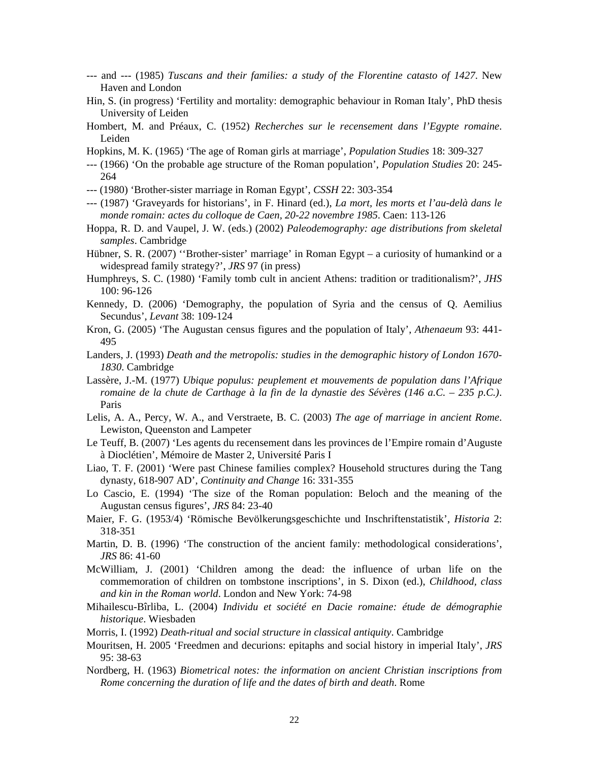--- and --- (1985) *Tuscans and their families: a study of the Florentine catasto of 1427*. New Haven and London

Hin, S. (in progress) 'Fertility and mortality: demographic behaviour in Roman Italy', PhD thesis University of Leiden

Hombert, M. and Préaux, C. (1952) *Recherches sur le recensement dans l'Egypte romaine*. Leiden

Hopkins, M. K. (1965) 'The age of Roman girls at marriage', *Population Studies* 18: 309-327

--- (1966) 'On the probable age structure of the Roman population', *Population Studies* 20: 245-264

--- (1980) 'Brother-sister marriage in Roman Egypt', *CSSH* 22: 303-354

--- (1987) 'Graveyards for historians', in F. Hinard (ed.), *La mort, les morts et l'au-delà dans le monde romain: actes du colloque de Caen, 20-22 novembre 1985*. Caen: 113-126

Hoppa, R. D. and Vaupel, J. W. (eds.) (2002) *Paleodemography: age distributions from skeletal samples*. Cambridge

Hübner, S. R. (2007) ''Brother-sister' marriage' in Roman Egypt – a curiosity of humankind or a widespread family strategy?', *JRS* 97 (in press)

Humphreys, S. C. (1980) 'Family tomb cult in ancient Athens: tradition or traditionalism?', *JHS* 100: 96-126

Kennedy, D. (2006) 'Demography, the population of Syria and the census of Q. Aemilius Secundus', *Levant* 38: 109-124

Kron, G. (2005) 'The Augustan census figures and the population of Italy', *Athenaeum* 93: 441-495

Landers, J. (1993) *Death and the metropolis: studies in the demographic history of London 1670-1830*. Cambridge

Lassère, J.-M. (1977) *Ubique populus: peuplement et mouvements de population dans l'Afrique romaine de la chute de Carthage à la fin de la dynastie des Sévères (146 a.C. – 235 p.C.)*. Paris

Lelis, A. A., Percy, W. A., and Verstraete, B. C. (2003) *The age of marriage in ancient Rome*. Lewiston, Queenston and Lampeter

Le Teuff, B. (2007) 'Les agents du recensement dans les provinces de l'Empire romain d'Auguste à Dioclétien', Mémoire de Master 2, Université Paris I

Liao, T. F. (2001) 'Were past Chinese families complex? Household structures during the Tang dynasty, 618-907 AD', *Continuity and Change* 16: 331-355

Lo Cascio, E. (1994) 'The size of the Roman population: Beloch and the meaning of the Augustan census figures', *JRS* 84: 23-40

Maier, F. G. (1953/4) 'Römische Bevölkerungsgeschichte und Inschriftenstatistik', *Historia* 2: 318-351

Martin, D. B. (1996) 'The construction of the ancient family: methodological considerations', *JRS* 86: 41-60

McWilliam, J. (2001) 'Children among the dead: the influence of urban life on the commemoration of children on tombstone inscriptions', in S. Dixon (ed.), *Childhood, class and kin in the Roman world*. London and New York: 74-98

Mihailescu-Bîrliba, L. (2004) *Individu et société en Dacie romaine: étude de démographie historique*. Wiesbaden

Morris, I. (1992) *Death-ritual and social structure in classical antiquity*. Cambridge

Mouritsen, H. 2005 'Freedmen and decurions: epitaphs and social history in imperial Italy', *JRS* 95: 38-63

Nordberg, H. (1963) *Biometrical notes: the information on ancient Christian inscriptions from Rome concerning the duration of life and the dates of birth and death*. Rome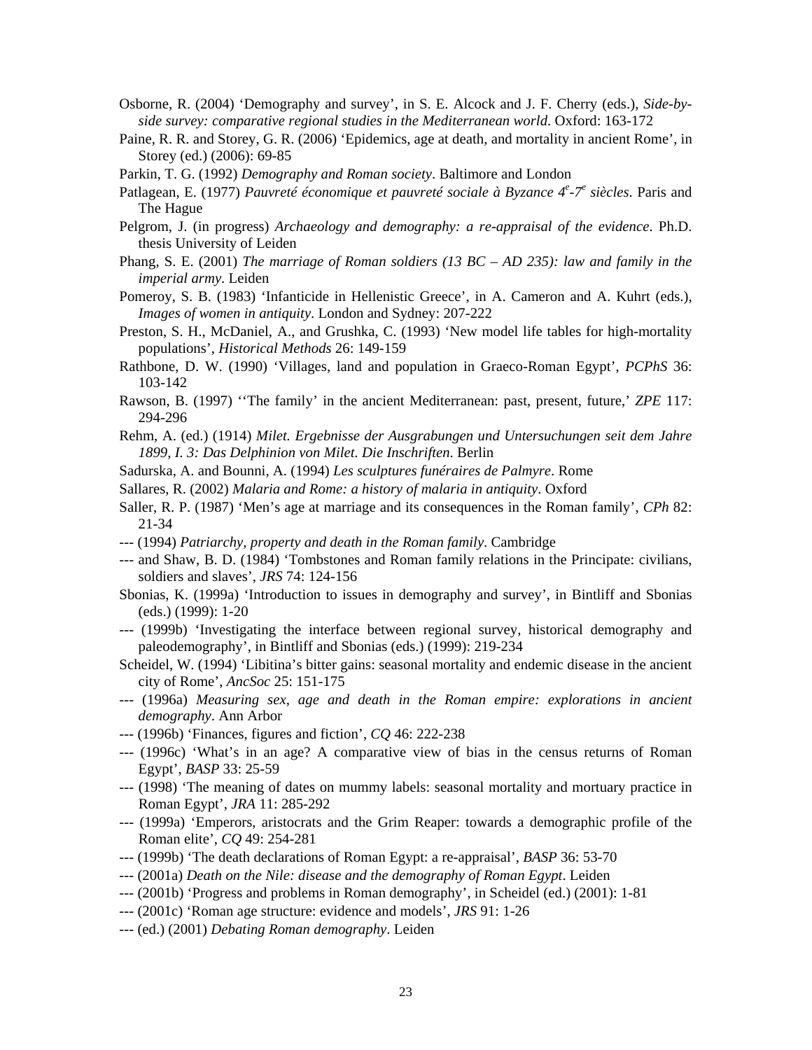Osborne, R. (2004) 'Demography and survey', in S. E. Alcock and J. F. Cherry (eds.), *Side-by-side survey: comparative regional studies in the Mediterranean world*. Oxford: 163-172

Paine, R. R. and Storey, G. R. (2006) 'Epidemics, age at death, and mortality in ancient Rome', in Storey (ed.) (2006): 69-85

Parkin, T. G. (1992) *Demography and Roman society*. Baltimore and London

Patlagean, E. (1977) *Pauvreté économique et pauvreté sociale à Byzance 4e-7e siècles*. Paris and The Hague

Pelgrom, J. (in progress) *Archaeology and demography: a re-appraisal of the evidence*. Ph.D. thesis University of Leiden

Phang, S. E. (2001) *The marriage of Roman soldiers (13 BC – AD 235): law and family in the imperial army*. Leiden

Pomeroy, S. B. (1983) 'Infanticide in Hellenistic Greece', in A. Cameron and A. Kuhrt (eds.), *Images of women in antiquity*. London and Sydney: 207-222

Preston, S. H., McDaniel, A., and Grushka, C. (1993) 'New model life tables for high-mortality populations', *Historical Methods* 26: 149-159

Rathbone, D. W. (1990) 'Villages, land and population in Graeco-Roman Egypt', *PCPhS* 36: 103-142

Rawson, B. (1997) ''The family' in the ancient Mediterranean: past, present, future,' *ZPE* 117: 294-296

Rehm, A. (ed.) (1914) *Milet. Ergebnisse der Ausgrabungen und Untersuchungen seit dem Jahre 1899, I. 3: Das Delphinion von Milet. Die Inschriften*. Berlin

Sadurska, A. and Bounni, A. (1994) *Les sculptures funéraires de Palmyre*. Rome

Sallares, R. (2002) *Malaria and Rome: a history of malaria in antiquity*. Oxford

Saller, R. P. (1987) 'Men's age at marriage and its consequences in the Roman family', *CPh* 82: 21-34

--- (1994) *Patriarchy, property and death in the Roman family*. Cambridge

--- and Shaw, B. D. (1984) 'Tombstones and Roman family relations in the Principate: civilians, soldiers and slaves', *JRS* 74: 124-156

Sbonias, K. (1999a) 'Introduction to issues in demography and survey', in Bintliff and Sbonias (eds.) (1999): 1-20

--- (1999b) 'Investigating the interface between regional survey, historical demography and paleodemography', in Bintliff and Sbonias (eds.) (1999): 219-234

Scheidel, W. (1994) 'Libitina's bitter gains: seasonal mortality and endemic disease in the ancient city of Rome', *AncSoc* 25: 151-175

--- (1996a) *Measuring sex, age and death in the Roman empire: explorations in ancient demography*. Ann Arbor

--- (1996b) 'Finances, figures and fiction', *CQ* 46: 222-238

--- (1996c) 'What's in an age? A comparative view of bias in the census returns of Roman Egypt', *BASP* 33: 25-59

--- (1998) 'The meaning of dates on mummy labels: seasonal mortality and mortuary practice in Roman Egypt', *JRA* 11: 285-292

--- (1999a) 'Emperors, aristocrats and the Grim Reaper: towards a demographic profile of the Roman elite', *CQ* 49: 254-281

--- (1999b) 'The death declarations of Roman Egypt: a re-appraisal', *BASP* 36: 53-70

--- (2001a) *Death on the Nile: disease and the demography of Roman Egypt*. Leiden

--- (2001b) 'Progress and problems in Roman demography', in Scheidel (ed.) (2001): 1-81

--- (2001c) 'Roman age structure: evidence and models', *JRS* 91: 1-26

--- (ed.) (2001) *Debating Roman demography*. Leiden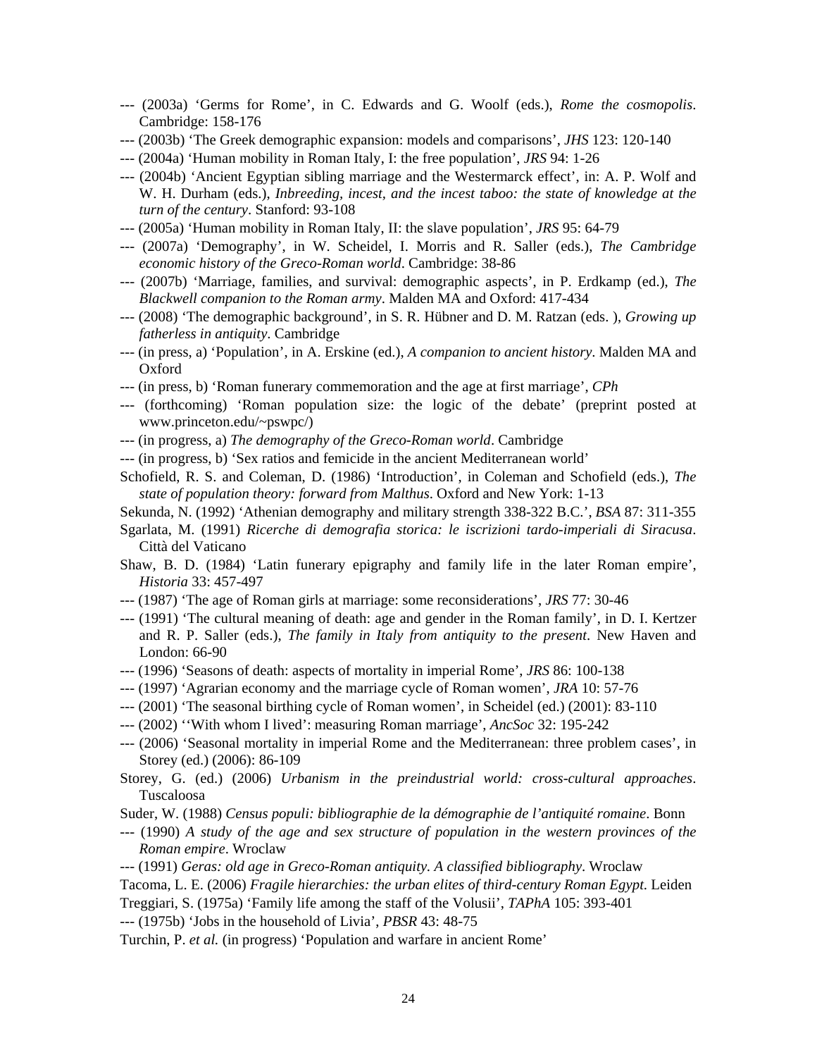--- (2003a) 'Germs for Rome', in C. Edwards and G. Woolf (eds.), *Rome the cosmopolis*. Cambridge: 158-176

--- (2003b) 'The Greek demographic expansion: models and comparisons', *JHS* 123: 120-140

--- (2004a) 'Human mobility in Roman Italy, I: the free population', *JRS* 94: 1-26

--- (2004b) 'Ancient Egyptian sibling marriage and the Westermarck effect', in: A. P. Wolf and W. H. Durham (eds.), *Inbreeding, incest, and the incest taboo: the state of knowledge at the turn of the century*. Stanford: 93-108

--- (2005a) 'Human mobility in Roman Italy, II: the slave population', *JRS* 95: 64-79

--- (2007a) 'Demography', in W. Scheidel, I. Morris and R. Saller (eds.), *The Cambridge economic history of the Greco-Roman world*. Cambridge: 38-86

--- (2007b) 'Marriage, families, and survival: demographic aspects', in P. Erdkamp (ed.), *The Blackwell companion to the Roman army*. Malden MA and Oxford: 417-434

--- (2008) 'The demographic background', in S. R. Hübner and D. M. Ratzan (eds. ), *Growing up fatherless in antiquity*. Cambridge

--- (in press, a) 'Population', in A. Erskine (ed.), *A companion to ancient history*. Malden MA and Oxford

--- (in press, b) 'Roman funerary commemoration and the age at first marriage', *CPh*

--- (forthcoming) 'Roman population size: the logic of the debate' (preprint posted at www.princeton.edu/~pswpc/)

--- (in progress, a) *The demography of the Greco-Roman world*. Cambridge

--- (in progress, b) 'Sex ratios and femicide in the ancient Mediterranean world'

Schofield, R. S. and Coleman, D. (1986) 'Introduction', in Coleman and Schofield (eds.), *The state of population theory: forward from Malthus*. Oxford and New York: 1-13

Sekunda, N. (1992) 'Athenian demography and military strength 338-322 B.C.', *BSA* 87: 311-355

Sgarlata, M. (1991) *Ricerche di demografia storica: le iscrizioni tardo-imperiali di Siracusa*. Città del Vaticano

Shaw, B. D. (1984) 'Latin funerary epigraphy and family life in the later Roman empire', *Historia* 33: 457-497

--- (1987) 'The age of Roman girls at marriage: some reconsiderations', *JRS* 77: 30-46

--- (1991) 'The cultural meaning of death: age and gender in the Roman family', in D. I. Kertzer and R. P. Saller (eds.), *The family in Italy from antiquity to the present*. New Haven and London: 66-90

--- (1996) 'Seasons of death: aspects of mortality in imperial Rome', *JRS* 86: 100-138

--- (1997) 'Agrarian economy and the marriage cycle of Roman women', *JRA* 10: 57-76

--- (2001) 'The seasonal birthing cycle of Roman women', in Scheidel (ed.) (2001): 83-110

--- (2002) ''With whom I lived': measuring Roman marriage', *AncSoc* 32: 195-242

--- (2006) 'Seasonal mortality in imperial Rome and the Mediterranean: three problem cases', in Storey (ed.) (2006): 86-109

Storey, G. (ed.) (2006) *Urbanism in the preindustrial world: cross-cultural approaches*. Tuscaloosa

Suder, W. (1988) *Census populi: bibliographie de la démographie de l'antiquité romaine*. Bonn

--- (1990) *A study of the age and sex structure of population in the western provinces of the Roman empire*. Wroclaw

--- (1991) *Geras: old age in Greco-Roman antiquity. A classified bibliography*. Wroclaw

Tacoma, L. E. (2006) *Fragile hierarchies: the urban elites of third-century Roman Egypt.* Leiden

Treggiari, S. (1975a) 'Family life among the staff of the Volusii', *TAPhA* 105: 393-401

--- (1975b) 'Jobs in the household of Livia', *PBSR* 43: 48-75

Turchin, P. *et al.* (in progress) 'Population and warfare in ancient Rome'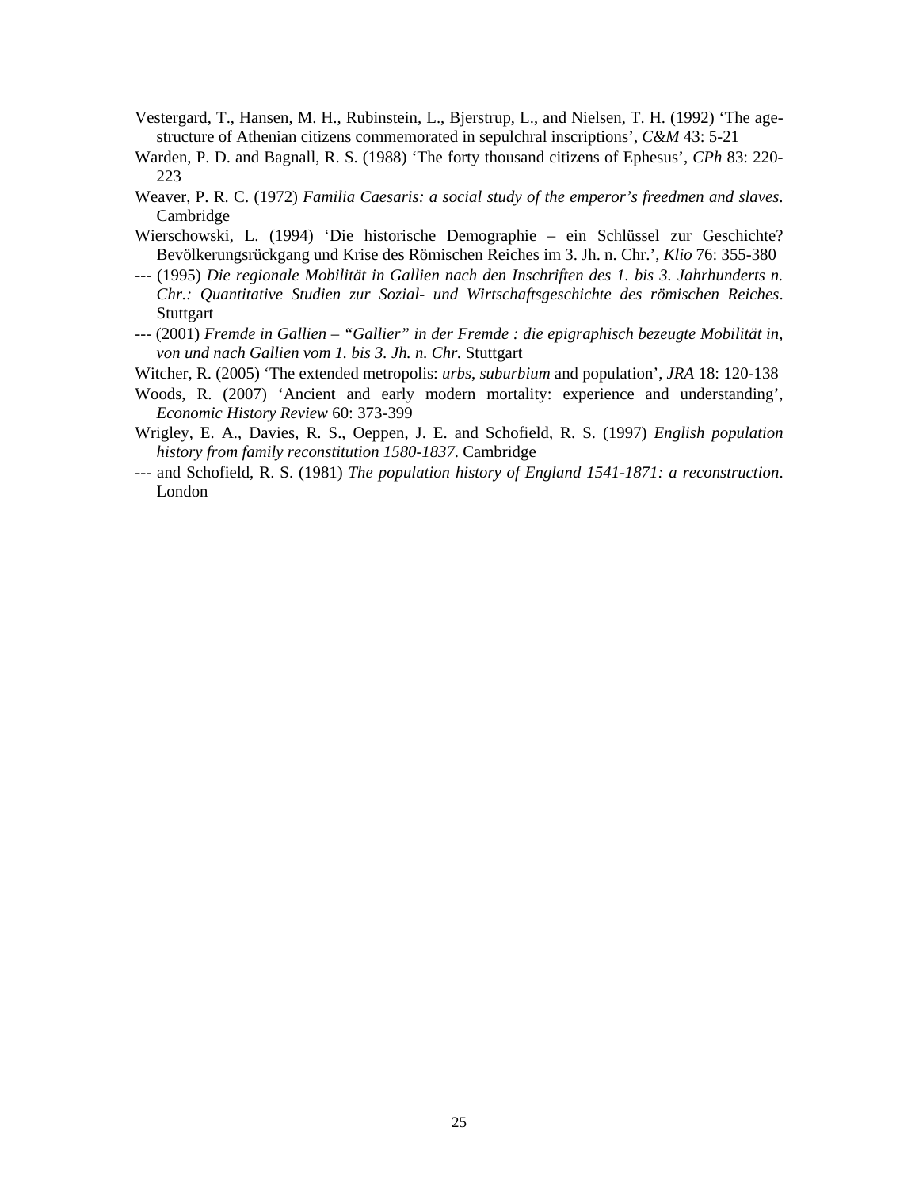Vestergard, T., Hansen, M. H., Rubinstein, L., Bjerstrup, L., and Nielsen, T. H. (1992) 'The age-structure of Athenian citizens commemorated in sepulchral inscriptions', *C&M* 43: 5-21

Warden, P. D. and Bagnall, R. S. (1988) 'The forty thousand citizens of Ephesus', *CPh* 83: 220-223

Weaver, P. R. C. (1972) *Familia Caesaris: a social study of the emperor's freedmen and slaves*. Cambridge

Wierschowski, L. (1994) 'Die historische Demographie – ein Schlüssel zur Geschichte? Bevölkerungsrückgang und Krise des Römischen Reiches im 3. Jh. n. Chr.', *Klio* 76: 355-380

--- (1995) *Die regionale Mobilität in Gallien nach den Inschriften des 1. bis 3. Jahrhunderts n. Chr.: Quantitative Studien zur Sozial- und Wirtschaftsgeschichte des römischen Reiches*. Stuttgart

--- (2001) *Fremde in Gallien – "Gallier" in der Fremde : die epigraphisch bezeugte Mobilität in, von und nach Gallien vom 1. bis 3. Jh. n. Chr.* Stuttgart

Witcher, R. (2005) 'The extended metropolis: *urbs*, *suburbium* and population', *JRA* 18: 120-138

Woods, R. (2007) 'Ancient and early modern mortality: experience and understanding', *Economic History Review* 60: 373-399

Wrigley, E. A., Davies, R. S., Oeppen, J. E. and Schofield, R. S. (1997) *English population history from family reconstitution 1580-1837*. Cambridge

--- and Schofield, R. S. (1981) *The population history of England 1541-1871: a reconstruction*. London